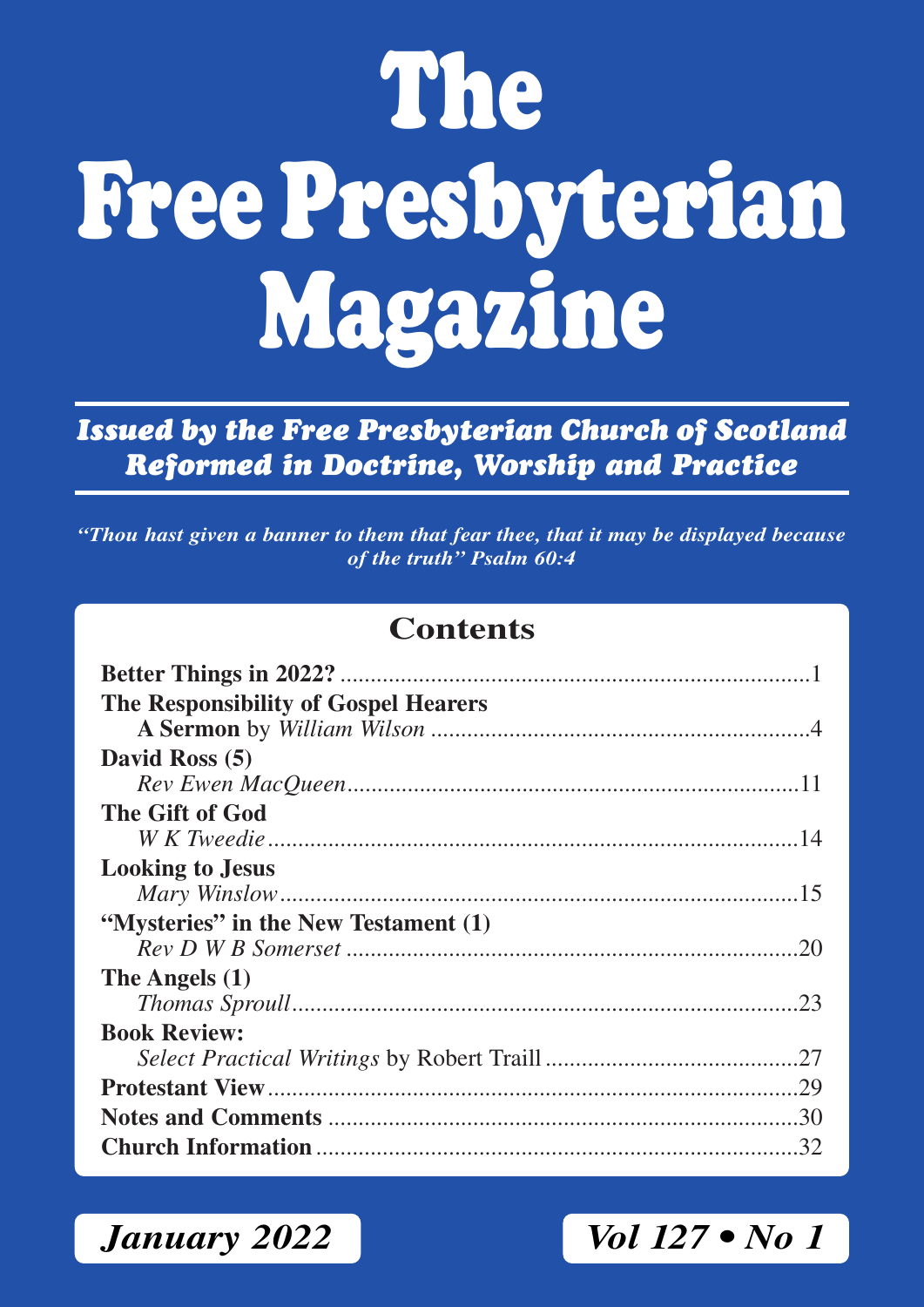# The Free Presbyterian Magazine

***Issued by the Free Presbyterian Church of Scotland***
***Reformed in Doctrine, Worship and Practice***

*"Thou hast given a banner to them that fear thee, that it may be displayed because of the truth" Psalm 60:4*

## Contents

**Better Things in 2022?** ....................1

**The Responsibility of Gospel Hearers**
**A Sermon** by *William Wilson* ....................4

**David Ross (5)**
*Rev Ewen MacQueen*....................11

**The Gift of God**
*W K Tweedie*....................14

**Looking to Jesus**
*Mary Winslow*....................15

**"Mysteries" in the New Testament (1)**
*Rev D W B Somerset* ....................20

**The Angels (1)**
*Thomas Sproull*....................23

**Book Review:**
*Select Practical Writings* by Robert Traill ....................27

**Protestant View**....................29

**Notes and Comments** ....................30

**Church Information** ....................32

***January 2022***

***Vol 127 • No 1***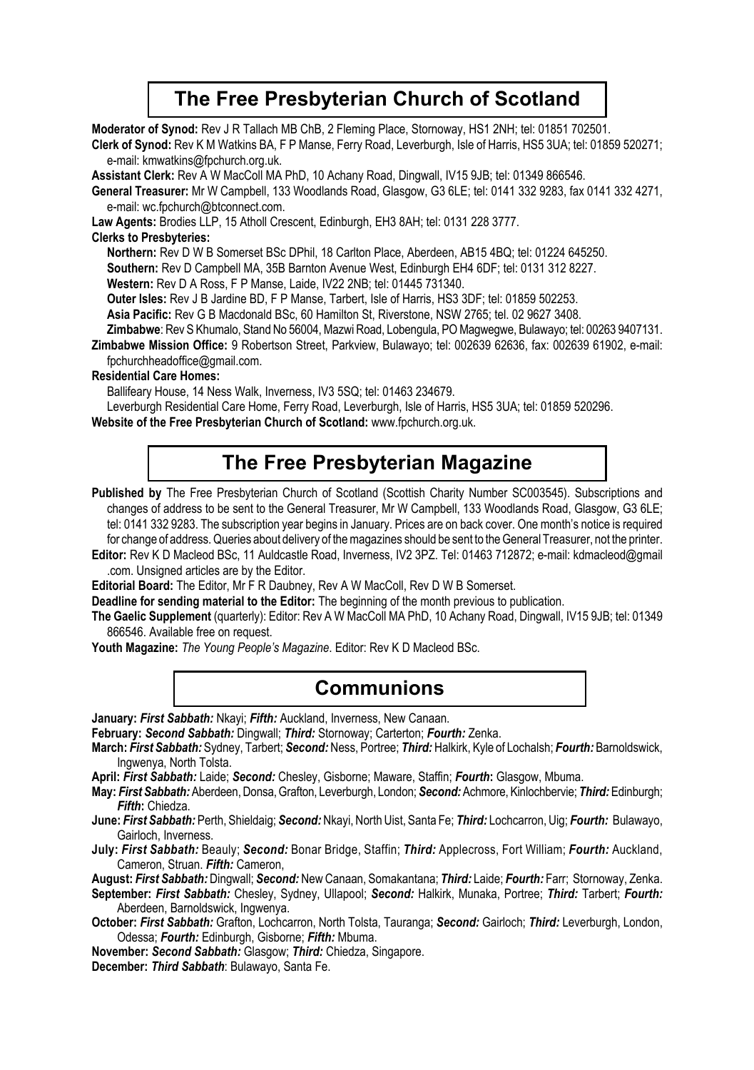## The Free Presbyterian Church of Scotland

**Moderator of Synod:** Rev J R Tallach MB ChB, 2 Fleming Place, Stornoway, HS1 2NH; tel: 01851 702501.

**Clerk of Synod:** Rev K M Watkins BA, F P Manse, Ferry Road, Leverburgh, Isle of Harris, HS5 3UA; tel: 01859 520271; e-mail: kmwatkins@fpchurch.org.uk.

**Assistant Clerk:** Rev A W MacColl MA PhD, 10 Achany Road, Dingwall, IV15 9JB; tel: 01349 866546.

**General Treasurer:** Mr W Campbell, 133 Woodlands Road, Glasgow, G3 6LE; tel: 0141 332 9283, fax 0141 332 4271, e-mail: wc.fpchurch@btconnect.com.

**Law Agents:** Brodies LLP, 15 Atholl Crescent, Edinburgh, EH3 8AH; tel: 0131 228 3777.

**Clerks to Presbyteries:**

**Northern:** Rev D W B Somerset BSc DPhil, 18 Carlton Place, Aberdeen, AB15 4BQ; tel: 01224 645250.

**Southern:** Rev D Campbell MA, 35B Barnton Avenue West, Edinburgh EH4 6DF; tel: 0131 312 8227.

**Western:** Rev D A Ross, F P Manse, Laide, IV22 2NB; tel: 01445 731340.

**Outer Isles:** Rev J B Jardine BD, F P Manse, Tarbert, Isle of Harris, HS3 3DF; tel: 01859 502253.

**Asia Pacific:** Rev G B Macdonald BSc, 60 Hamilton St, Riverstone, NSW 2765; tel. 02 9627 3408.

**Zimbabwe**: Rev S Khumalo, Stand No 56004, Mazwi Road, Lobengula, PO Magwegwe, Bulawayo; tel: 00263 9407131.

**Zimbabwe Mission Office:** 9 Robertson Street, Parkview, Bulawayo; tel: 002639 62636, fax: 002639 61902, e-mail: fpchurchheadoffice@gmail.com.

**Residential Care Homes:**

Ballifeary House, 14 Ness Walk, Inverness, IV3 5SQ; tel: 01463 234679.

Leverburgh Residential Care Home, Ferry Road, Leverburgh, Isle of Harris, HS5 3UA; tel: 01859 520296.

**Website of the Free Presbyterian Church of Scotland:** www.fpchurch.org.uk.

## The Free Presbyterian Magazine

**Published by** The Free Presbyterian Church of Scotland (Scottish Charity Number SC003545). Subscriptions and changes of address to be sent to the General Treasurer, Mr W Campbell, 133 Woodlands Road, Glasgow, G3 6LE; tel: 0141 332 9283. The subscription year begins in January. Prices are on back cover. One month's notice is required for change of address. Queries about delivery of the magazines should be sent to the General Treasurer, not the printer.

**Editor:** Rev K D Macleod BSc, 11 Auldcastle Road, Inverness, IV2 3PZ. Tel: 01463 712872; e-mail: kdmacleod@gmail.com. Unsigned articles are by the Editor.

**Editorial Board:** The Editor, Mr F R Daubney, Rev A W MacColl, Rev D W B Somerset.

**Deadline for sending material to the Editor:** The beginning of the month previous to publication.

**The Gaelic Supplement** (quarterly): Editor: Rev A W MacColl MA PhD, 10 Achany Road, Dingwall, IV15 9JB; tel: 01349 866546. Available free on request.

**Youth Magazine:** *The Young People's Magazine*. Editor: Rev K D Macleod BSc.

## Communions

**January:** ***First Sabbath:*** Nkayi; ***Fifth:*** Auckland, Inverness, New Canaan.

**February:** ***Second Sabbath:*** Dingwall; ***Third:*** Stornoway; Carterton; ***Fourth:*** Zenka.

**March:** ***First Sabbath:*** Sydney, Tarbert; ***Second:*** Ness, Portree; ***Third:*** Halkirk, Kyle of Lochalsh; ***Fourth:*** Barnoldswick, Ingwenya, North Tolsta.

**April:** ***First Sabbath:*** Laide; ***Second:*** Chesley, Gisborne; Maware, Staffin; ***Fourth*****:** Glasgow, Mbuma.

**May:** ***First Sabbath:*** Aberdeen, Donsa, Grafton, Leverburgh, London; ***Second:*** Achmore, Kinlochbervie; ***Third:*** Edinburgh; ***Fifth*****:** Chiedza.

**June:** ***First Sabbath:*** Perth, Shieldaig; ***Second:*** Nkayi, North Uist, Santa Fe; ***Third:*** Lochcarron, Uig; ***Fourth:*** Bulawayo, Gairloch, Inverness.

**July:** ***First Sabbath:*** Beauly; ***Second:*** Bonar Bridge, Staffin; ***Third:*** Applecross, Fort William; ***Fourth:*** Auckland, Cameron, Struan. ***Fifth:*** Cameron,

**August:** ***First Sabbath:*** Dingwall; ***Second:*** New Canaan, Somakantana; ***Third:*** Laide; ***Fourth:*** Farr; Stornoway, Zenka.

**September:** ***First Sabbath:*** Chesley, Sydney, Ullapool; ***Second:*** Halkirk, Munaka, Portree; ***Third:*** Tarbert; ***Fourth:*** Aberdeen, Barnoldswick, Ingwenya.

**October:** ***First Sabbath:*** Grafton, Lochcarron, North Tolsta, Tauranga; ***Second:*** Gairloch; ***Third:*** Leverburgh, London, Odessa; ***Fourth:*** Edinburgh, Gisborne; ***Fifth:*** Mbuma.

**November:** ***Second Sabbath:*** Glasgow; ***Third:*** Chiedza, Singapore.

**December:** ***Third Sabbath***: Bulawayo, Santa Fe.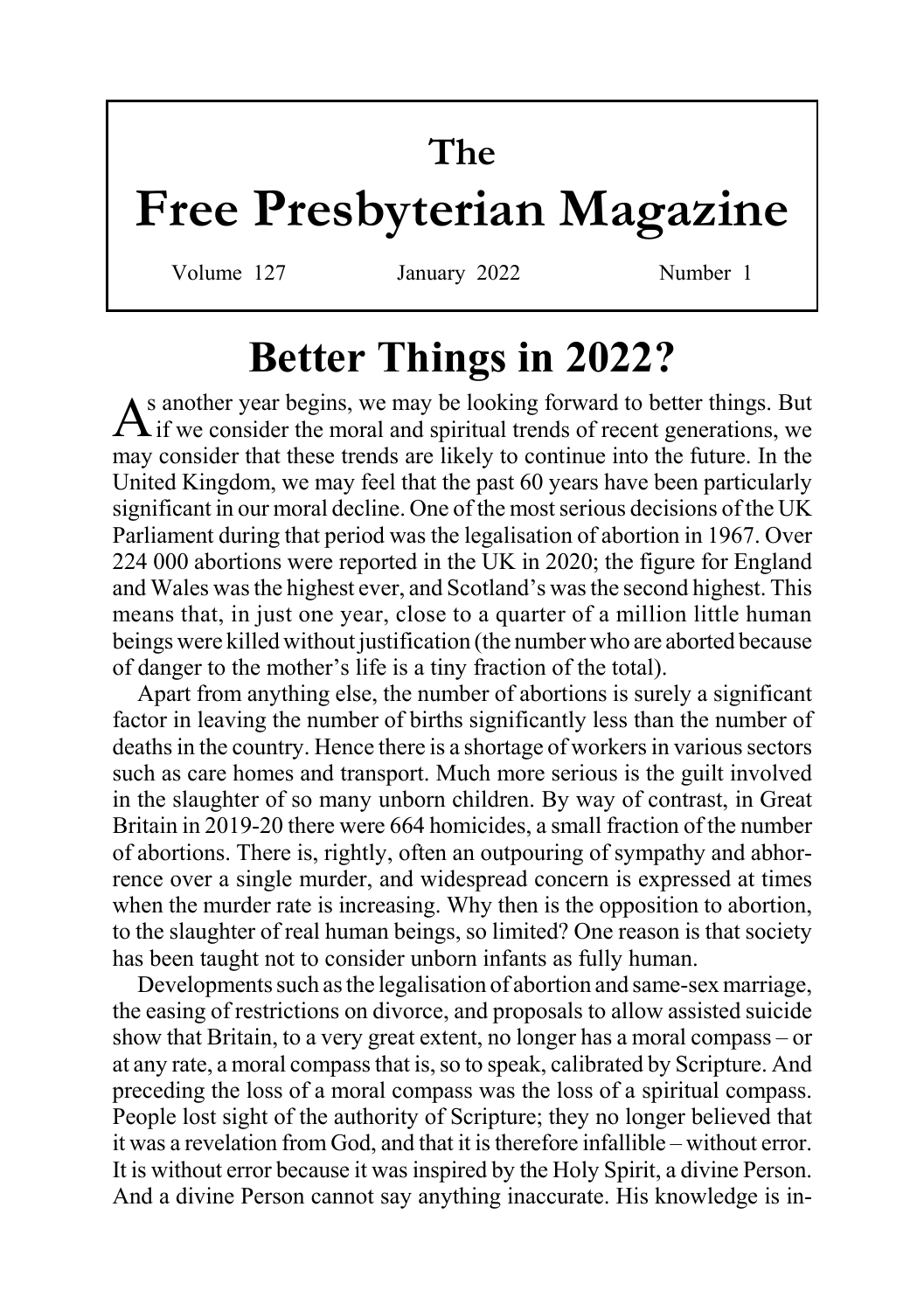# The Free Presbyterian Magazine

Volume 127 January 2022 Number 1

## Better Things in 2022?

As another year begins, we may be looking forward to better things. But if we consider the moral and spiritual trends of recent generations, we may consider that these trends are likely to continue into the future. In the United Kingdom, we may feel that the past 60 years have been particularly significant in our moral decline. One of the most serious decisions of the UK Parliament during that period was the legalisation of abortion in 1967. Over 224 000 abortions were reported in the UK in 2020; the figure for England and Wales was the highest ever, and Scotland's was the second highest. This means that, in just one year, close to a quarter of a million little human beings were killed without justification (the number who are aborted because of danger to the mother's life is a tiny fraction of the total).

Apart from anything else, the number of abortions is surely a significant factor in leaving the number of births significantly less than the number of deaths in the country. Hence there is a shortage of workers in various sectors such as care homes and transport. Much more serious is the guilt involved in the slaughter of so many unborn children. By way of contrast, in Great Britain in 2019-20 there were 664 homicides, a small fraction of the number of abortions. There is, rightly, often an outpouring of sympathy and abhorrence over a single murder, and widespread concern is expressed at times when the murder rate is increasing. Why then is the opposition to abortion, to the slaughter of real human beings, so limited? One reason is that society has been taught not to consider unborn infants as fully human.

Developments such as the legalisation of abortion and same-sex marriage, the easing of restrictions on divorce, and proposals to allow assisted suicide show that Britain, to a very great extent, no longer has a moral compass – or at any rate, a moral compass that is, so to speak, calibrated by Scripture. And preceding the loss of a moral compass was the loss of a spiritual compass. People lost sight of the authority of Scripture; they no longer believed that it was a revelation from God, and that it is therefore infallible – without error. It is without error because it was inspired by the Holy Spirit, a divine Person. And a divine Person cannot say anything inaccurate. His knowledge is in-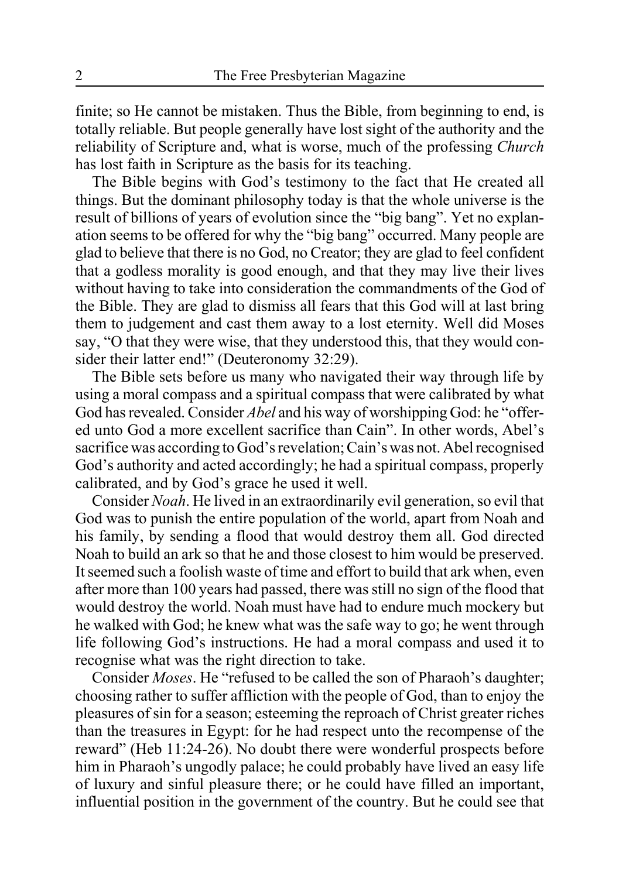finite; so He cannot be mistaken. Thus the Bible, from beginning to end, is totally reliable. But people generally have lost sight of the authority and the reliability of Scripture and, what is worse, much of the professing *Church* has lost faith in Scripture as the basis for its teaching.

The Bible begins with God's testimony to the fact that He created all things. But the dominant philosophy today is that the whole universe is the result of billions of years of evolution since the "big bang". Yet no explanation seems to be offered for why the "big bang" occurred. Many people are glad to believe that there is no God, no Creator; they are glad to feel confident that a godless morality is good enough, and that they may live their lives without having to take into consideration the commandments of the God of the Bible. They are glad to dismiss all fears that this God will at last bring them to judgement and cast them away to a lost eternity. Well did Moses say, "O that they were wise, that they understood this, that they would consider their latter end!" (Deuteronomy 32:29).

The Bible sets before us many who navigated their way through life by using a moral compass and a spiritual compass that were calibrated by what God has revealed. Consider *Abel* and his way of worshipping God: he "offered unto God a more excellent sacrifice than Cain". In other words, Abel's sacrifice was according to God's revelation; Cain's was not. Abel recognised God's authority and acted accordingly; he had a spiritual compass, properly calibrated, and by God's grace he used it well.

Consider *Noah*. He lived in an extraordinarily evil generation, so evil that God was to punish the entire population of the world, apart from Noah and his family, by sending a flood that would destroy them all. God directed Noah to build an ark so that he and those closest to him would be preserved. It seemed such a foolish waste of time and effort to build that ark when, even after more than 100 years had passed, there was still no sign of the flood that would destroy the world. Noah must have had to endure much mockery but he walked with God; he knew what was the safe way to go; he went through life following God's instructions. He had a moral compass and used it to recognise what was the right direction to take.

Consider *Moses*. He "refused to be called the son of Pharaoh's daughter; choosing rather to suffer affliction with the people of God, than to enjoy the pleasures of sin for a season; esteeming the reproach of Christ greater riches than the treasures in Egypt: for he had respect unto the recompense of the reward" (Heb 11:24-26). No doubt there were wonderful prospects before him in Pharaoh's ungodly palace; he could probably have lived an easy life of luxury and sinful pleasure there; or he could have filled an important, influential position in the government of the country. But he could see that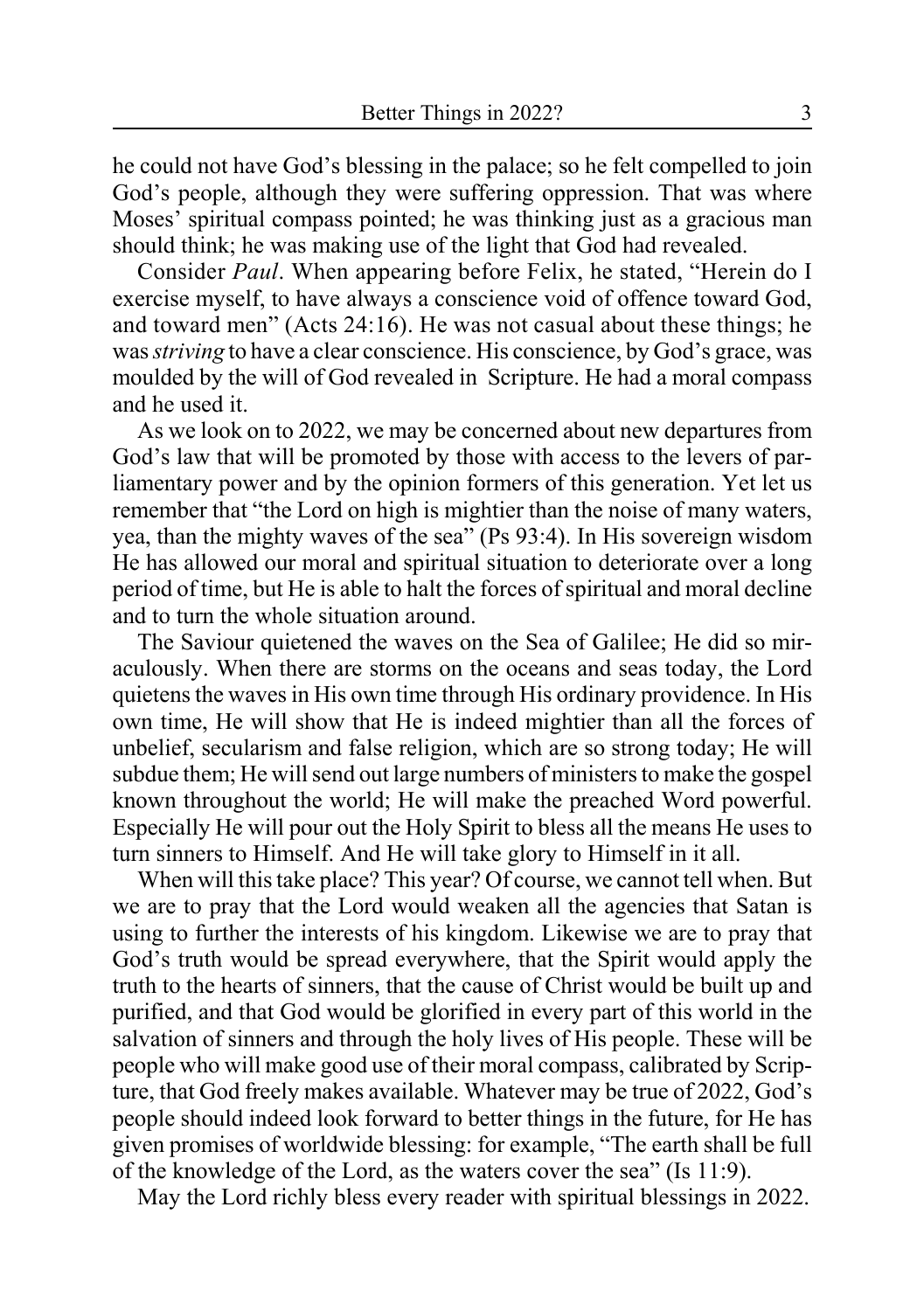he could not have God's blessing in the palace; so he felt compelled to join God's people, although they were suffering oppression. That was where Moses' spiritual compass pointed; he was thinking just as a gracious man should think; he was making use of the light that God had revealed.

Consider *Paul*. When appearing before Felix, he stated, "Herein do I exercise myself, to have always a conscience void of offence toward God, and toward men" (Acts 24:16). He was not casual about these things; he was *striving* to have a clear conscience. His conscience, by God's grace, was moulded by the will of God revealed in Scripture. He had a moral compass and he used it.

As we look on to 2022, we may be concerned about new departures from God's law that will be promoted by those with access to the levers of parliamentary power and by the opinion formers of this generation. Yet let us remember that "the Lord on high is mightier than the noise of many waters, yea, than the mighty waves of the sea" (Ps 93:4). In His sovereign wisdom He has allowed our moral and spiritual situation to deteriorate over a long period of time, but He is able to halt the forces of spiritual and moral decline and to turn the whole situation around.

The Saviour quietened the waves on the Sea of Galilee; He did so miraculously. When there are storms on the oceans and seas today, the Lord quietens the waves in His own time through His ordinary providence. In His own time, He will show that He is indeed mightier than all the forces of unbelief, secularism and false religion, which are so strong today; He will subdue them; He will send out large numbers of ministers to make the gospel known throughout the world; He will make the preached Word powerful. Especially He will pour out the Holy Spirit to bless all the means He uses to turn sinners to Himself. And He will take glory to Himself in it all.

When will this take place? This year? Of course, we cannot tell when. But we are to pray that the Lord would weaken all the agencies that Satan is using to further the interests of his kingdom. Likewise we are to pray that God's truth would be spread everywhere, that the Spirit would apply the truth to the hearts of sinners, that the cause of Christ would be built up and purified, and that God would be glorified in every part of this world in the salvation of sinners and through the holy lives of His people. These will be people who will make good use of their moral compass, calibrated by Scripture, that God freely makes available. Whatever may be true of 2022, God's people should indeed look forward to better things in the future, for He has given promises of worldwide blessing: for example, "The earth shall be full of the knowledge of the Lord, as the waters cover the sea" (Is 11:9).

May the Lord richly bless every reader with spiritual blessings in 2022.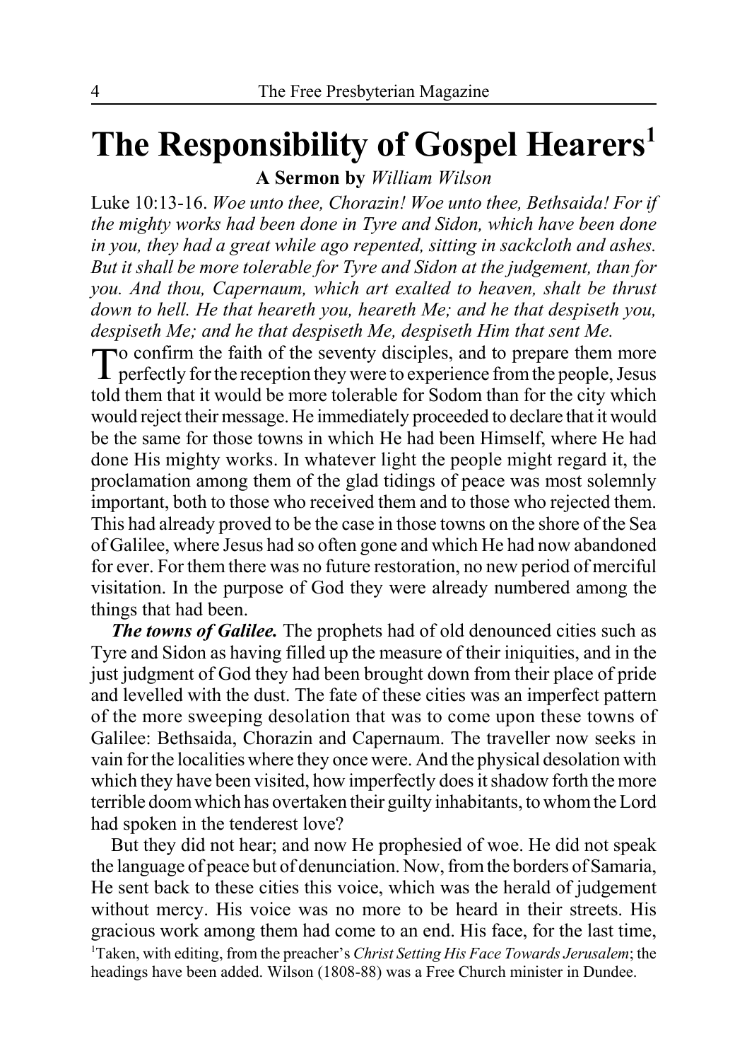# The Responsibility of Gospel Hearers[1]

**A Sermon by** *William Wilson*

Luke 10:13-16. *Woe unto thee, Chorazin! Woe unto thee, Bethsaida! For if the mighty works had been done in Tyre and Sidon, which have been done in you, they had a great while ago repented, sitting in sackcloth and ashes. But it shall be more tolerable for Tyre and Sidon at the judgement, than for you. And thou, Capernaum, which art exalted to heaven, shalt be thrust down to hell. He that heareth you, heareth Me; and he that despiseth you, despiseth Me; and he that despiseth Me, despiseth Him that sent Me.*

To confirm the faith of the seventy disciples, and to prepare them more perfectly for the reception they were to experience from the people, Jesus told them that it would be more tolerable for Sodom than for the city which would reject their message. He immediately proceeded to declare that it would be the same for those towns in which He had been Himself, where He had done His mighty works. In whatever light the people might regard it, the proclamation among them of the glad tidings of peace was most solemnly important, both to those who received them and to those who rejected them. This had already proved to be the case in those towns on the shore of the Sea of Galilee, where Jesus had so often gone and which He had now abandoned for ever. For them there was no future restoration, no new period of merciful visitation. In the purpose of God they were already numbered among the things that had been.

***The towns of Galilee.*** The prophets had of old denounced cities such as Tyre and Sidon as having filled up the measure of their iniquities, and in the just judgment of God they had been brought down from their place of pride and levelled with the dust. The fate of these cities was an imperfect pattern of the more sweeping desolation that was to come upon these towns of Galilee: Bethsaida, Chorazin and Capernaum. The traveller now seeks in vain for the localities where they once were. And the physical desolation with which they have been visited, how imperfectly does it shadow forth the more terrible doom which has overtaken their guilty inhabitants, to whom the Lord had spoken in the tenderest love?

But they did not hear; and now He prophesied of woe. He did not speak the language of peace but of denunciation. Now, from the borders of Samaria, He sent back to these cities this voice, which was the herald of judgement without mercy. His voice was no more to be heard in their streets. His gracious work among them had come to an end. His face, for the last time,

[1]Taken, with editing, from the preacher's *Christ Setting His Face Towards Jerusalem*; the headings have been added. Wilson (1808-88) was a Free Church minister in Dundee.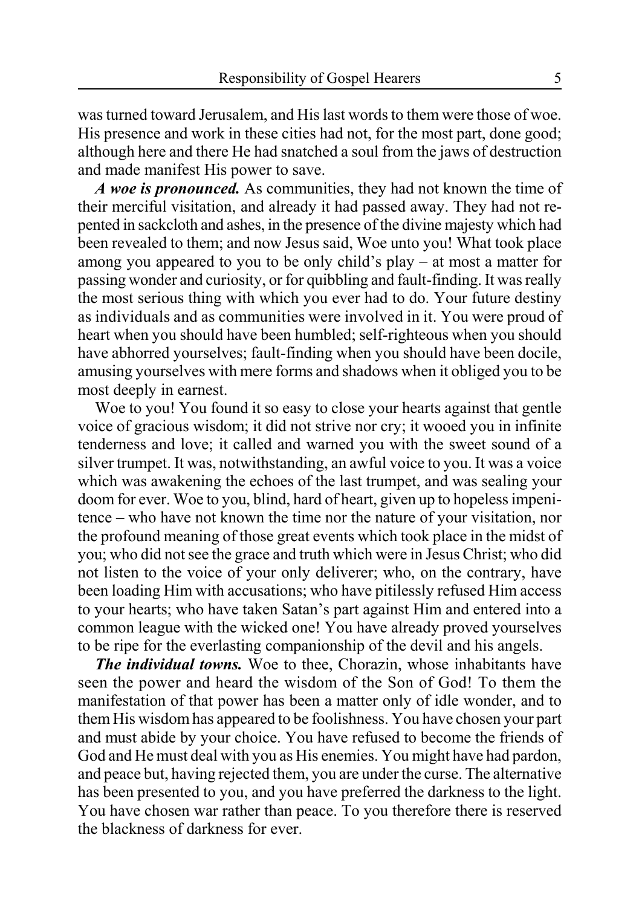was turned toward Jerusalem, and His last words to them were those of woe. His presence and work in these cities had not, for the most part, done good; although here and there He had snatched a soul from the jaws of destruction and made manifest His power to save.

***A woe is pronounced.*** As communities, they had not known the time of their merciful visitation, and already it had passed away. They had not repented in sackcloth and ashes, in the presence of the divine majesty which had been revealed to them; and now Jesus said, Woe unto you! What took place among you appeared to you to be only child's play – at most a matter for passing wonder and curiosity, or for quibbling and fault-finding. It was really the most serious thing with which you ever had to do. Your future destiny as individuals and as communities were involved in it. You were proud of heart when you should have been humbled; self-righteous when you should have abhorred yourselves; fault-finding when you should have been docile, amusing yourselves with mere forms and shadows when it obliged you to be most deeply in earnest.

Woe to you! You found it so easy to close your hearts against that gentle voice of gracious wisdom; it did not strive nor cry; it wooed you in infinite tenderness and love; it called and warned you with the sweet sound of a silver trumpet. It was, notwithstanding, an awful voice to you. It was a voice which was awakening the echoes of the last trumpet, and was sealing your doom for ever. Woe to you, blind, hard of heart, given up to hopeless impenitence – who have not known the time nor the nature of your visitation, nor the profound meaning of those great events which took place in the midst of you; who did not see the grace and truth which were in Jesus Christ; who did not listen to the voice of your only deliverer; who, on the contrary, have been loading Him with accusations; who have pitilessly refused Him access to your hearts; who have taken Satan's part against Him and entered into a common league with the wicked one! You have already proved yourselves to be ripe for the everlasting companionship of the devil and his angels.

***The individual towns.*** Woe to thee, Chorazin, whose inhabitants have seen the power and heard the wisdom of the Son of God! To them the manifestation of that power has been a matter only of idle wonder, and to them His wisdom has appeared to be foolishness. You have chosen your part and must abide by your choice. You have refused to become the friends of God and He must deal with you as His enemies. You might have had pardon, and peace but, having rejected them, you are under the curse. The alternative has been presented to you, and you have preferred the darkness to the light. You have chosen war rather than peace. To you therefore there is reserved the blackness of darkness for ever.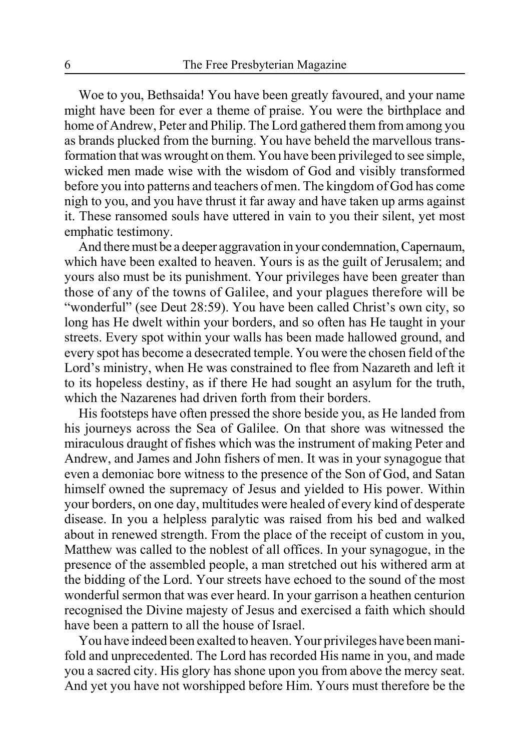Woe to you, Bethsaida! You have been greatly favoured, and your name might have been for ever a theme of praise. You were the birthplace and home of Andrew, Peter and Philip. The Lord gathered them from among you as brands plucked from the burning. You have beheld the marvellous transformation that was wrought on them. You have been privileged to see simple, wicked men made wise with the wisdom of God and visibly transformed before you into patterns and teachers of men. The kingdom of God has come nigh to you, and you have thrust it far away and have taken up arms against it. These ransomed souls have uttered in vain to you their silent, yet most emphatic testimony.

And there must be a deeper aggravation in your condemnation, Capernaum, which have been exalted to heaven. Yours is as the guilt of Jerusalem; and yours also must be its punishment. Your privileges have been greater than those of any of the towns of Galilee, and your plagues therefore will be "wonderful" (see Deut 28:59). You have been called Christ's own city, so long has He dwelt within your borders, and so often has He taught in your streets. Every spot within your walls has been made hallowed ground, and every spot has become a desecrated temple. You were the chosen field of the Lord's ministry, when He was constrained to flee from Nazareth and left it to its hopeless destiny, as if there He had sought an asylum for the truth, which the Nazarenes had driven forth from their borders.

His footsteps have often pressed the shore beside you, as He landed from his journeys across the Sea of Galilee. On that shore was witnessed the miraculous draught of fishes which was the instrument of making Peter and Andrew, and James and John fishers of men. It was in your synagogue that even a demoniac bore witness to the presence of the Son of God, and Satan himself owned the supremacy of Jesus and yielded to His power. Within your borders, on one day, multitudes were healed of every kind of desperate disease. In you a helpless paralytic was raised from his bed and walked about in renewed strength. From the place of the receipt of custom in you, Matthew was called to the noblest of all offices. In your synagogue, in the presence of the assembled people, a man stretched out his withered arm at the bidding of the Lord. Your streets have echoed to the sound of the most wonderful sermon that was ever heard. In your garrison a heathen centurion recognised the Divine majesty of Jesus and exercised a faith which should have been a pattern to all the house of Israel.

You have indeed been exalted to heaven. Your privileges have been manifold and unprecedented. The Lord has recorded His name in you, and made you a sacred city. His glory has shone upon you from above the mercy seat. And yet you have not worshipped before Him. Yours must therefore be the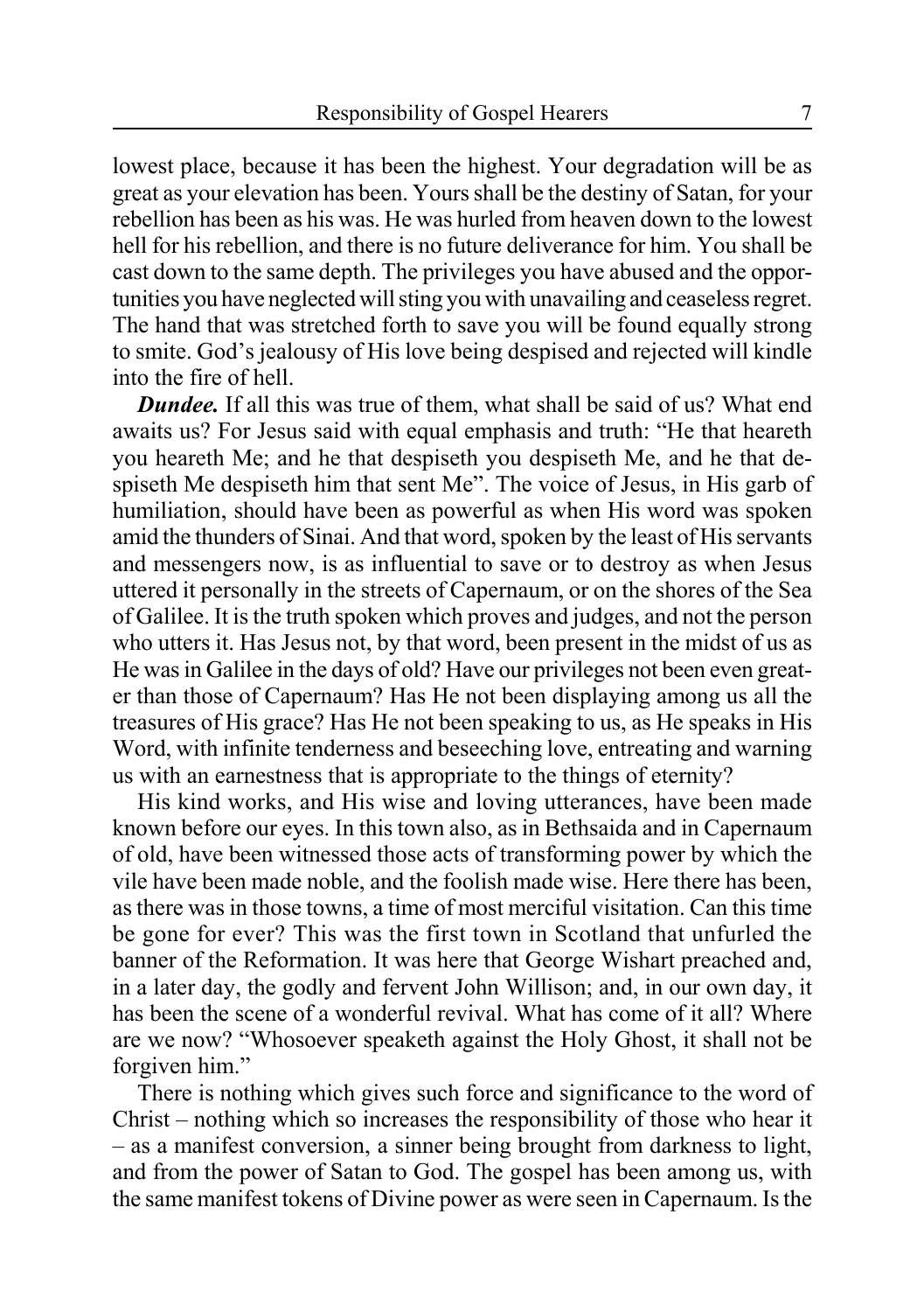lowest place, because it has been the highest. Your degradation will be as great as your elevation has been. Yours shall be the destiny of Satan, for your rebellion has been as his was. He was hurled from heaven down to the lowest hell for his rebellion, and there is no future deliverance for him. You shall be cast down to the same depth. The privileges you have abused and the opportunities you have neglected will sting you with unavailing and ceaseless regret. The hand that was stretched forth to save you will be found equally strong to smite. God's jealousy of His love being despised and rejected will kindle into the fire of hell.

***Dundee.*** If all this was true of them, what shall be said of us? What end awaits us? For Jesus said with equal emphasis and truth: "He that heareth you heareth Me; and he that despiseth you despiseth Me, and he that despiseth Me despiseth him that sent Me". The voice of Jesus, in His garb of humiliation, should have been as powerful as when His word was spoken amid the thunders of Sinai. And that word, spoken by the least of His servants and messengers now, is as influential to save or to destroy as when Jesus uttered it personally in the streets of Capernaum, or on the shores of the Sea of Galilee. It is the truth spoken which proves and judges, and not the person who utters it. Has Jesus not, by that word, been present in the midst of us as He was in Galilee in the days of old? Have our privileges not been even greater than those of Capernaum? Has He not been displaying among us all the treasures of His grace? Has He not been speaking to us, as He speaks in His Word, with infinite tenderness and beseeching love, entreating and warning us with an earnestness that is appropriate to the things of eternity?

His kind works, and His wise and loving utterances, have been made known before our eyes. In this town also, as in Bethsaida and in Capernaum of old, have been witnessed those acts of transforming power by which the vile have been made noble, and the foolish made wise. Here there has been, as there was in those towns, a time of most merciful visitation. Can this time be gone for ever? This was the first town in Scotland that unfurled the banner of the Reformation. It was here that George Wishart preached and, in a later day, the godly and fervent John Willison; and, in our own day, it has been the scene of a wonderful revival. What has come of it all? Where are we now? "Whosoever speaketh against the Holy Ghost, it shall not be forgiven him."

There is nothing which gives such force and significance to the word of Christ – nothing which so increases the responsibility of those who hear it – as a manifest conversion, a sinner being brought from darkness to light, and from the power of Satan to God. The gospel has been among us, with the same manifest tokens of Divine power as were seen in Capernaum. Is the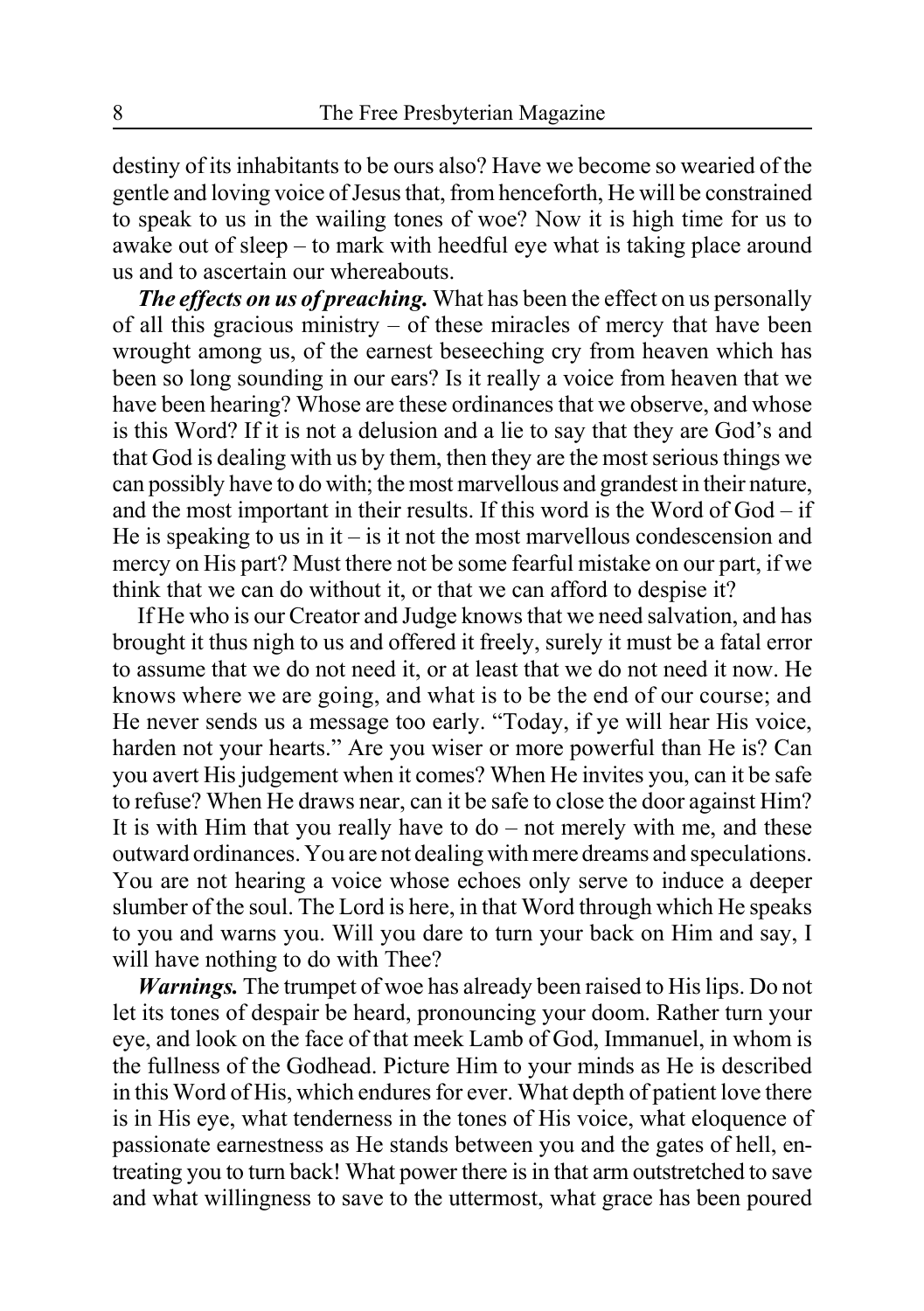destiny of its inhabitants to be ours also? Have we become so wearied of the gentle and loving voice of Jesus that, from henceforth, He will be constrained to speak to us in the wailing tones of woe? Now it is high time for us to awake out of sleep – to mark with heedful eye what is taking place around us and to ascertain our whereabouts.

***The effects on us of preaching.*** What has been the effect on us personally of all this gracious ministry – of these miracles of mercy that have been wrought among us, of the earnest beseeching cry from heaven which has been so long sounding in our ears? Is it really a voice from heaven that we have been hearing? Whose are these ordinances that we observe, and whose is this Word? If it is not a delusion and a lie to say that they are God's and that God is dealing with us by them, then they are the most serious things we can possibly have to do with; the most marvellous and grandest in their nature, and the most important in their results. If this word is the Word of God – if He is speaking to us in it – is it not the most marvellous condescension and mercy on His part? Must there not be some fearful mistake on our part, if we think that we can do without it, or that we can afford to despise it?

If He who is our Creator and Judge knows that we need salvation, and has brought it thus nigh to us and offered it freely, surely it must be a fatal error to assume that we do not need it, or at least that we do not need it now. He knows where we are going, and what is to be the end of our course; and He never sends us a message too early. "Today, if ye will hear His voice, harden not your hearts." Are you wiser or more powerful than He is? Can you avert His judgement when it comes? When He invites you, can it be safe to refuse? When He draws near, can it be safe to close the door against Him? It is with Him that you really have to do – not merely with me, and these outward ordinances. You are not dealing with mere dreams and speculations. You are not hearing a voice whose echoes only serve to induce a deeper slumber of the soul. The Lord is here, in that Word through which He speaks to you and warns you. Will you dare to turn your back on Him and say, I will have nothing to do with Thee?

***Warnings.*** The trumpet of woe has already been raised to His lips. Do not let its tones of despair be heard, pronouncing your doom. Rather turn your eye, and look on the face of that meek Lamb of God, Immanuel, in whom is the fullness of the Godhead. Picture Him to your minds as He is described in this Word of His, which endures for ever. What depth of patient love there is in His eye, what tenderness in the tones of His voice, what eloquence of passionate earnestness as He stands between you and the gates of hell, entreating you to turn back! What power there is in that arm outstretched to save and what willingness to save to the uttermost, what grace has been poured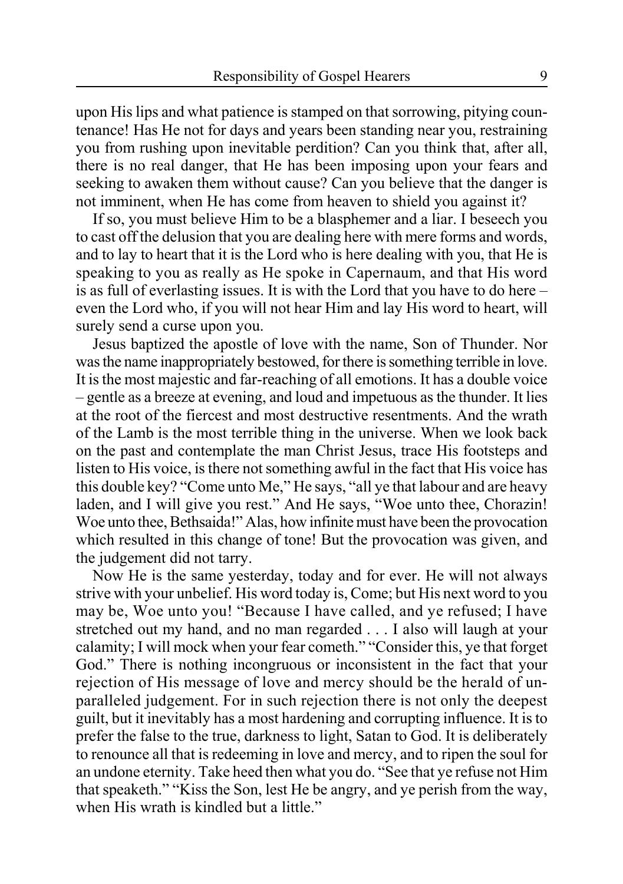upon His lips and what patience is stamped on that sorrowing, pitying countenance! Has He not for days and years been standing near you, restraining you from rushing upon inevitable perdition? Can you think that, after all, there is no real danger, that He has been imposing upon your fears and seeking to awaken them without cause? Can you believe that the danger is not imminent, when He has come from heaven to shield you against it?

If so, you must believe Him to be a blasphemer and a liar. I beseech you to cast off the delusion that you are dealing here with mere forms and words, and to lay to heart that it is the Lord who is here dealing with you, that He is speaking to you as really as He spoke in Capernaum, and that His word is as full of everlasting issues. It is with the Lord that you have to do here – even the Lord who, if you will not hear Him and lay His word to heart, will surely send a curse upon you.

Jesus baptized the apostle of love with the name, Son of Thunder. Nor was the name inappropriately bestowed, for there is something terrible in love. It is the most majestic and far-reaching of all emotions. It has a double voice – gentle as a breeze at evening, and loud and impetuous as the thunder. It lies at the root of the fiercest and most destructive resentments. And the wrath of the Lamb is the most terrible thing in the universe. When we look back on the past and contemplate the man Christ Jesus, trace His footsteps and listen to His voice, is there not something awful in the fact that His voice has this double key? "Come unto Me," He says, "all ye that labour and are heavy laden, and I will give you rest." And He says, "Woe unto thee, Chorazin! Woe unto thee, Bethsaida!" Alas, how infinite must have been the provocation which resulted in this change of tone! But the provocation was given, and the judgement did not tarry.

Now He is the same yesterday, today and for ever. He will not always strive with your unbelief. His word today is, Come; but His next word to you may be, Woe unto you! "Because I have called, and ye refused; I have stretched out my hand, and no man regarded . . . I also will laugh at your calamity; I will mock when your fear cometh." "Consider this, ye that forget God." There is nothing incongruous or inconsistent in the fact that your rejection of His message of love and mercy should be the herald of unparalleled judgement. For in such rejection there is not only the deepest guilt, but it inevitably has a most hardening and corrupting influence. It is to prefer the false to the true, darkness to light, Satan to God. It is deliberately to renounce all that is redeeming in love and mercy, and to ripen the soul for an undone eternity. Take heed then what you do. "See that ye refuse not Him that speaketh." "Kiss the Son, lest He be angry, and ye perish from the way, when His wrath is kindled but a little."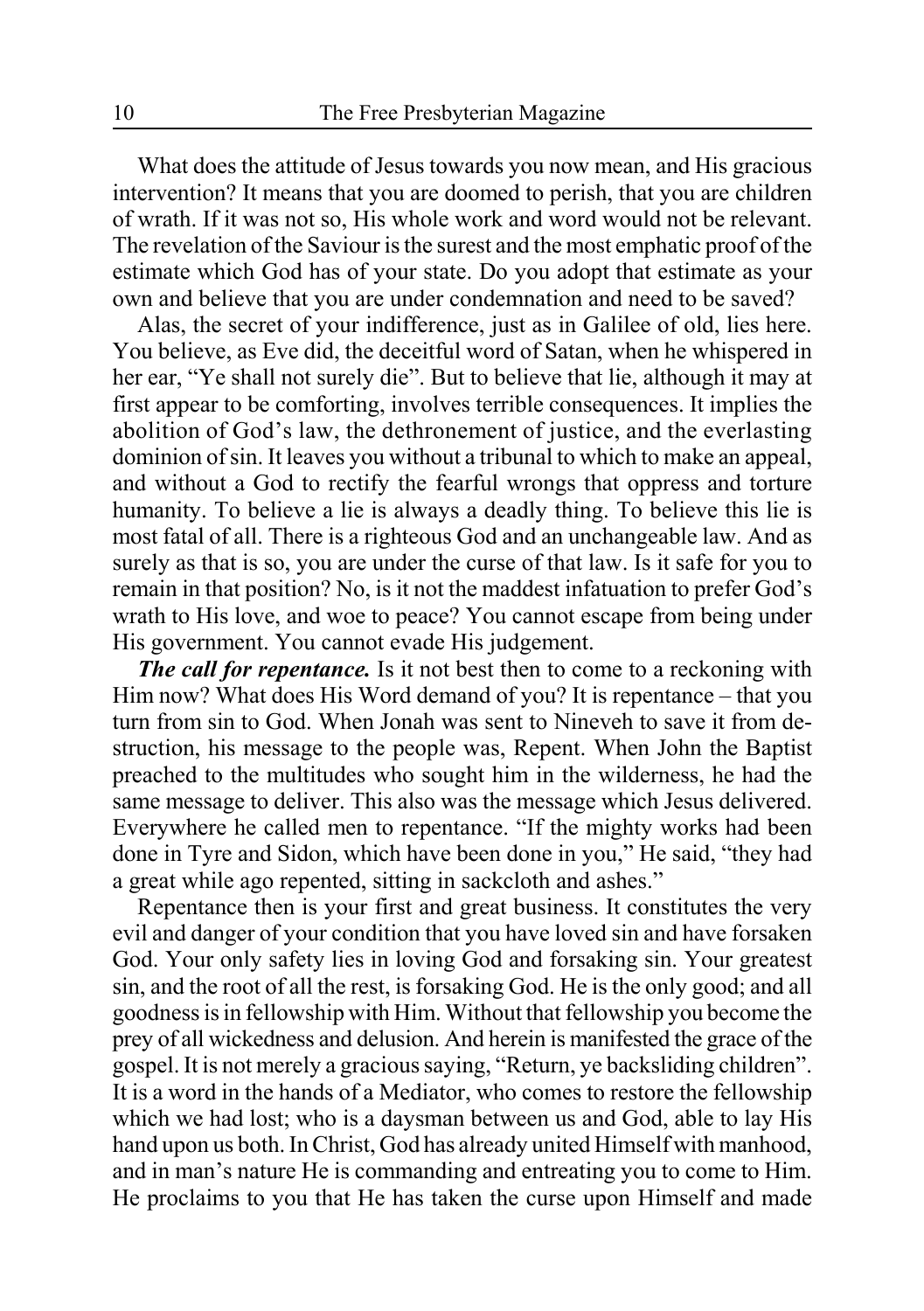What does the attitude of Jesus towards you now mean, and His gracious intervention? It means that you are doomed to perish, that you are children of wrath. If it was not so, His whole work and word would not be relevant. The revelation of the Saviour is the surest and the most emphatic proof of the estimate which God has of your state. Do you adopt that estimate as your own and believe that you are under condemnation and need to be saved?

Alas, the secret of your indifference, just as in Galilee of old, lies here. You believe, as Eve did, the deceitful word of Satan, when he whispered in her ear, "Ye shall not surely die". But to believe that lie, although it may at first appear to be comforting, involves terrible consequences. It implies the abolition of God's law, the dethronement of justice, and the everlasting dominion of sin. It leaves you without a tribunal to which to make an appeal, and without a God to rectify the fearful wrongs that oppress and torture humanity. To believe a lie is always a deadly thing. To believe this lie is most fatal of all. There is a righteous God and an unchangeable law. And as surely as that is so, you are under the curse of that law. Is it safe for you to remain in that position? No, is it not the maddest infatuation to prefer God's wrath to His love, and woe to peace? You cannot escape from being under His government. You cannot evade His judgement.

***The call for repentance.*** Is it not best then to come to a reckoning with Him now? What does His Word demand of you? It is repentance – that you turn from sin to God. When Jonah was sent to Nineveh to save it from destruction, his message to the people was, Repent. When John the Baptist preached to the multitudes who sought him in the wilderness, he had the same message to deliver. This also was the message which Jesus delivered. Everywhere he called men to repentance. "If the mighty works had been done in Tyre and Sidon, which have been done in you," He said, "they had a great while ago repented, sitting in sackcloth and ashes."

Repentance then is your first and great business. It constitutes the very evil and danger of your condition that you have loved sin and have forsaken God. Your only safety lies in loving God and forsaking sin. Your greatest sin, and the root of all the rest, is forsaking God. He is the only good; and all goodness is in fellowship with Him. Without that fellowship you become the prey of all wickedness and delusion. And herein is manifested the grace of the gospel. It is not merely a gracious saying, "Return, ye backsliding children". It is a word in the hands of a Mediator, who comes to restore the fellowship which we had lost; who is a daysman between us and God, able to lay His hand upon us both. In Christ, God has already united Himself with manhood, and in man's nature He is commanding and entreating you to come to Him. He proclaims to you that He has taken the curse upon Himself and made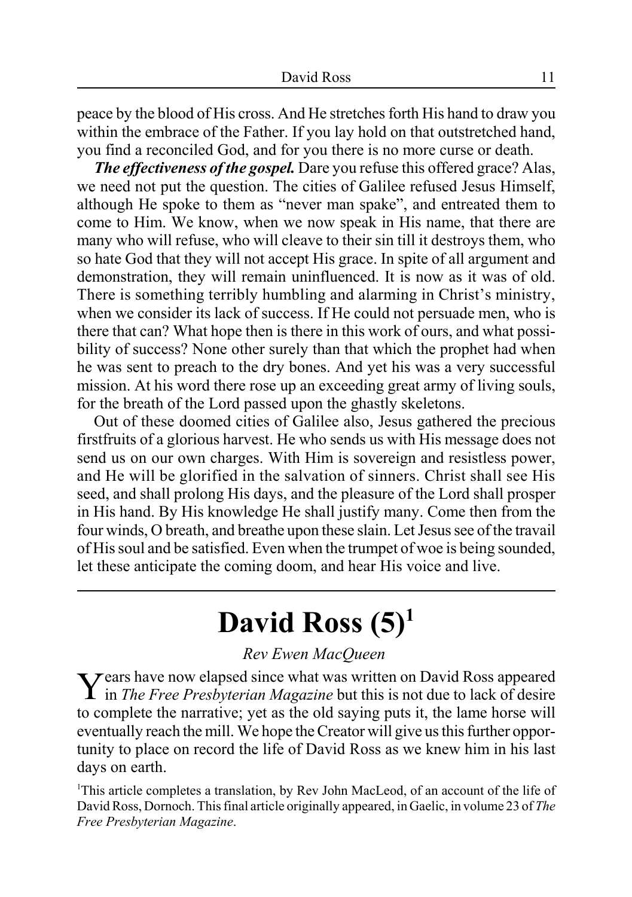peace by the blood of His cross. And He stretches forth His hand to draw you within the embrace of the Father. If you lay hold on that outstretched hand, you find a reconciled God, and for you there is no more curse or death.

***The effectiveness of the gospel.*** Dare you refuse this offered grace? Alas, we need not put the question. The cities of Galilee refused Jesus Himself, although He spoke to them as "never man spake", and entreated them to come to Him. We know, when we now speak in His name, that there are many who will refuse, who will cleave to their sin till it destroys them, who so hate God that they will not accept His grace. In spite of all argument and demonstration, they will remain uninfluenced. It is now as it was of old. There is something terribly humbling and alarming in Christ's ministry, when we consider its lack of success. If He could not persuade men, who is there that can? What hope then is there in this work of ours, and what possibility of success? None other surely than that which the prophet had when he was sent to preach to the dry bones. And yet his was a very successful mission. At his word there rose up an exceeding great army of living souls, for the breath of the Lord passed upon the ghastly skeletons.

Out of these doomed cities of Galilee also, Jesus gathered the precious firstfruits of a glorious harvest. He who sends us with His message does not send us on our own charges. With Him is sovereign and resistless power, and He will be glorified in the salvation of sinners. Christ shall see His seed, and shall prolong His days, and the pleasure of the Lord shall prosper in His hand. By His knowledge He shall justify many. Come then from the four winds, O breath, and breathe upon these slain. Let Jesus see of the travail of His soul and be satisfied. Even when the trumpet of woe is being sounded, let these anticipate the coming doom, and hear His voice and live.

---

# David Ross (5)[1]

*Rev Ewen MacQueen*

Years have now elapsed since what was written on David Ross appeared in *The Free Presbyterian Magazine* but this is not due to lack of desire to complete the narrative; yet as the old saying puts it, the lame horse will eventually reach the mill. We hope the Creator will give us this further opportunity to place on record the life of David Ross as we knew him in his last days on earth.

[1]This article completes a translation, by Rev John MacLeod, of an account of the life of David Ross, Dornoch. This final article originally appeared, in Gaelic, in volume 23 of *The Free Presbyterian Magazine*.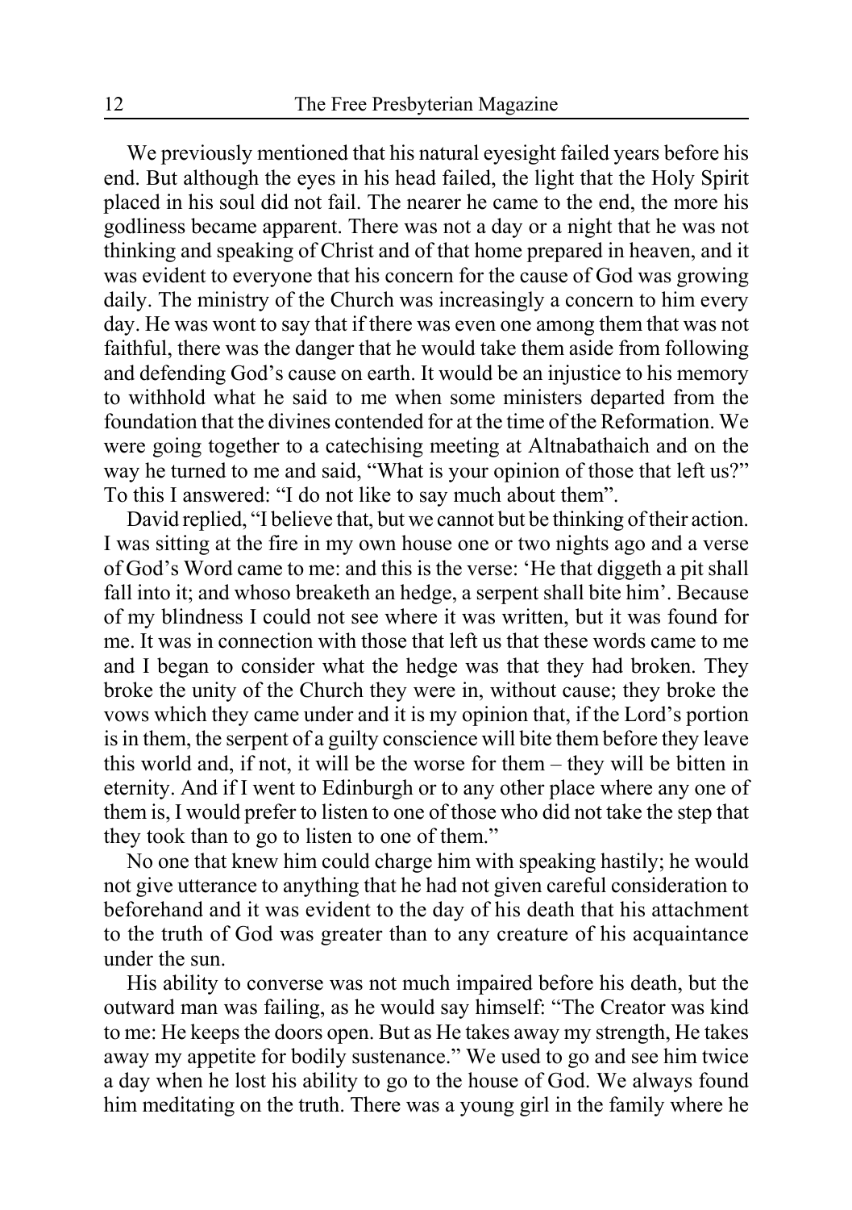We previously mentioned that his natural eyesight failed years before his end. But although the eyes in his head failed, the light that the Holy Spirit placed in his soul did not fail. The nearer he came to the end, the more his godliness became apparent. There was not a day or a night that he was not thinking and speaking of Christ and of that home prepared in heaven, and it was evident to everyone that his concern for the cause of God was growing daily. The ministry of the Church was increasingly a concern to him every day. He was wont to say that if there was even one among them that was not faithful, there was the danger that he would take them aside from following and defending God's cause on earth. It would be an injustice to his memory to withhold what he said to me when some ministers departed from the foundation that the divines contended for at the time of the Reformation. We were going together to a catechising meeting at Altnabathaich and on the way he turned to me and said, "What is your opinion of those that left us?" To this I answered: "I do not like to say much about them".

David replied, "I believe that, but we cannot but be thinking of their action. I was sitting at the fire in my own house one or two nights ago and a verse of God's Word came to me: and this is the verse: 'He that diggeth a pit shall fall into it; and whoso breaketh an hedge, a serpent shall bite him'. Because of my blindness I could not see where it was written, but it was found for me. It was in connection with those that left us that these words came to me and I began to consider what the hedge was that they had broken. They broke the unity of the Church they were in, without cause; they broke the vows which they came under and it is my opinion that, if the Lord's portion is in them, the serpent of a guilty conscience will bite them before they leave this world and, if not, it will be the worse for them – they will be bitten in eternity. And if I went to Edinburgh or to any other place where any one of them is, I would prefer to listen to one of those who did not take the step that they took than to go to listen to one of them."

No one that knew him could charge him with speaking hastily; he would not give utterance to anything that he had not given careful consideration to beforehand and it was evident to the day of his death that his attachment to the truth of God was greater than to any creature of his acquaintance under the sun.

His ability to converse was not much impaired before his death, but the outward man was failing, as he would say himself: "The Creator was kind to me: He keeps the doors open. But as He takes away my strength, He takes away my appetite for bodily sustenance." We used to go and see him twice a day when he lost his ability to go to the house of God. We always found him meditating on the truth. There was a young girl in the family where he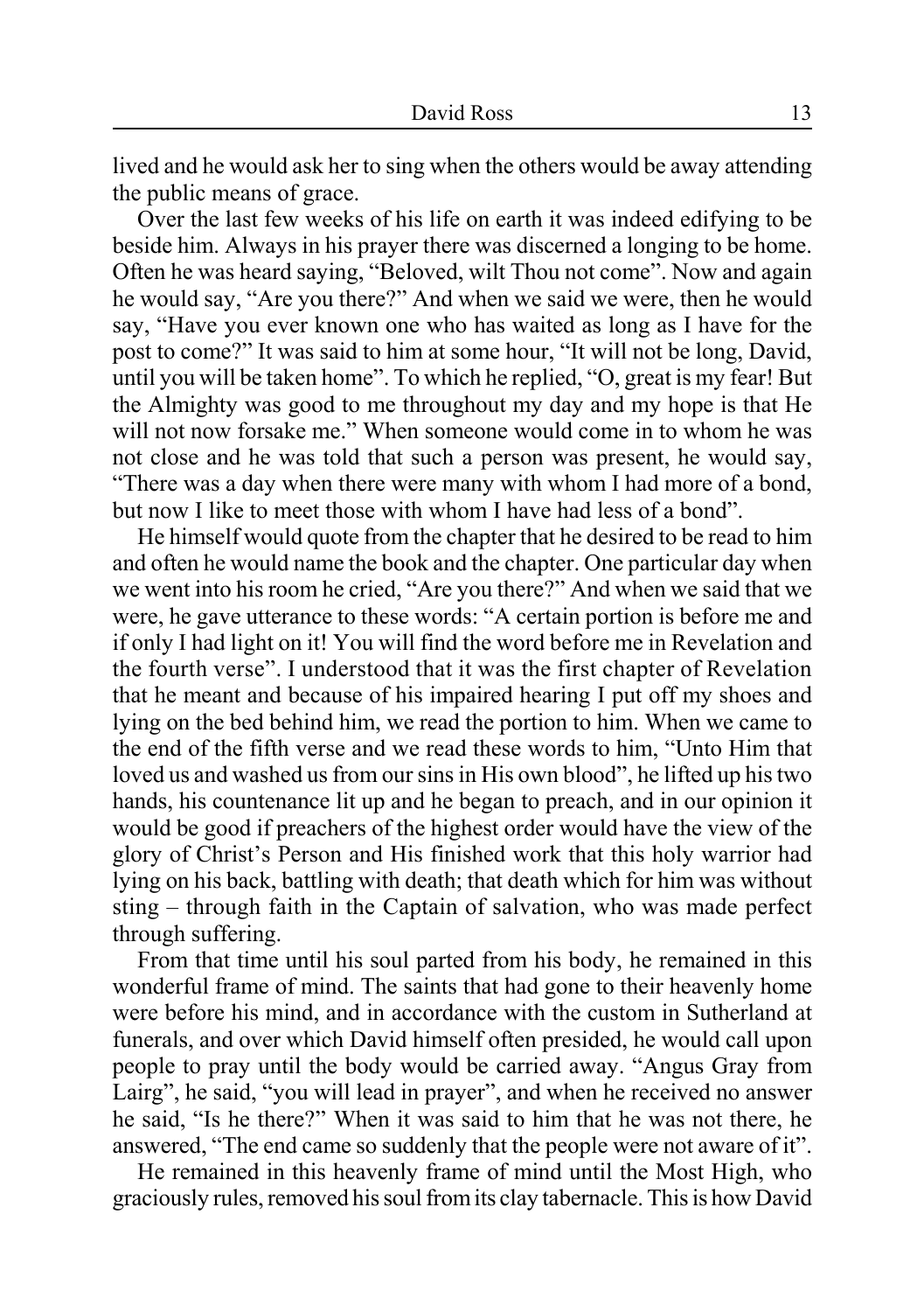lived and he would ask her to sing when the others would be away attending the public means of grace.

Over the last few weeks of his life on earth it was indeed edifying to be beside him. Always in his prayer there was discerned a longing to be home. Often he was heard saying, "Beloved, wilt Thou not come". Now and again he would say, "Are you there?" And when we said we were, then he would say, "Have you ever known one who has waited as long as I have for the post to come?" It was said to him at some hour, "It will not be long, David, until you will be taken home". To which he replied, "O, great is my fear! But the Almighty was good to me throughout my day and my hope is that He will not now forsake me." When someone would come in to whom he was not close and he was told that such a person was present, he would say, "There was a day when there were many with whom I had more of a bond, but now I like to meet those with whom I have had less of a bond".

He himself would quote from the chapter that he desired to be read to him and often he would name the book and the chapter. One particular day when we went into his room he cried, "Are you there?" And when we said that we were, he gave utterance to these words: "A certain portion is before me and if only I had light on it! You will find the word before me in Revelation and the fourth verse". I understood that it was the first chapter of Revelation that he meant and because of his impaired hearing I put off my shoes and lying on the bed behind him, we read the portion to him. When we came to the end of the fifth verse and we read these words to him, "Unto Him that loved us and washed us from our sins in His own blood", he lifted up his two hands, his countenance lit up and he began to preach, and in our opinion it would be good if preachers of the highest order would have the view of the glory of Christ's Person and His finished work that this holy warrior had lying on his back, battling with death; that death which for him was without sting – through faith in the Captain of salvation, who was made perfect through suffering.

From that time until his soul parted from his body, he remained in this wonderful frame of mind. The saints that had gone to their heavenly home were before his mind, and in accordance with the custom in Sutherland at funerals, and over which David himself often presided, he would call upon people to pray until the body would be carried away. "Angus Gray from Lairg", he said, "you will lead in prayer", and when he received no answer he said, "Is he there?" When it was said to him that he was not there, he answered, "The end came so suddenly that the people were not aware of it".

He remained in this heavenly frame of mind until the Most High, who graciously rules, removed his soul from its clay tabernacle. This is how David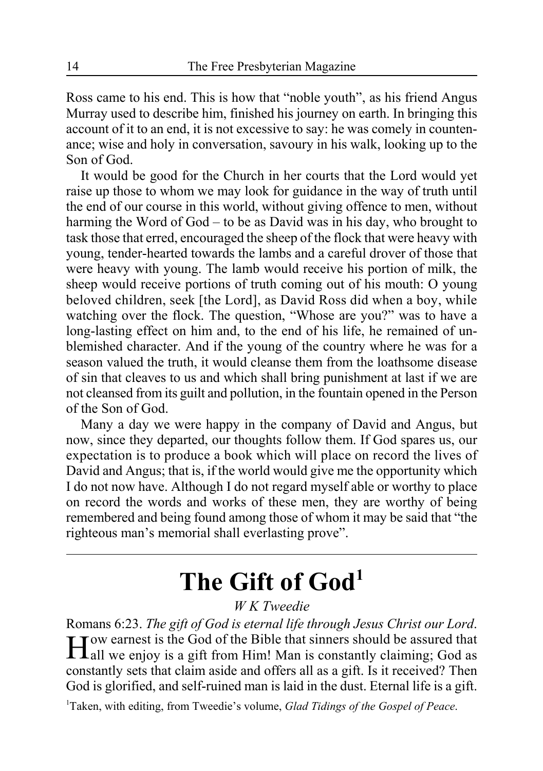Ross came to his end. This is how that "noble youth", as his friend Angus Murray used to describe him, finished his journey on earth. In bringing this account of it to an end, it is not excessive to say: he was comely in countenance; wise and holy in conversation, savoury in his walk, looking up to the Son of God.

It would be good for the Church in her courts that the Lord would yet raise up those to whom we may look for guidance in the way of truth until the end of our course in this world, without giving offence to men, without harming the Word of God – to be as David was in his day, who brought to task those that erred, encouraged the sheep of the flock that were heavy with young, tender-hearted towards the lambs and a careful drover of those that were heavy with young. The lamb would receive his portion of milk, the sheep would receive portions of truth coming out of his mouth: O young beloved children, seek [the Lord], as David Ross did when a boy, while watching over the flock. The question, "Whose are you?" was to have a long-lasting effect on him and, to the end of his life, he remained of unblemished character. And if the young of the country where he was for a season valued the truth, it would cleanse them from the loathsome disease of sin that cleaves to us and which shall bring punishment at last if we are not cleansed from its guilt and pollution, in the fountain opened in the Person of the Son of God.

Many a day we were happy in the company of David and Angus, but now, since they departed, our thoughts follow them. If God spares us, our expectation is to produce a book which will place on record the lives of David and Angus; that is, if the world would give me the opportunity which I do not now have. Although I do not regard myself able or worthy to place on record the words and works of these men, they are worthy of being remembered and being found among those of whom it may be said that "the righteous man's memorial shall everlasting prove".

---

# The Gift of God[1]

*W K Tweedie*

Romans 6:23. *The gift of God is eternal life through Jesus Christ our Lord*.

How earnest is the God of the Bible that sinners should be assured that all we enjoy is a gift from Him! Man is constantly claiming; God as constantly sets that claim aside and offers all as a gift. Is it received? Then God is glorified, and self-ruined man is laid in the dust. Eternal life is a gift.

[1]Taken, with editing, from Tweedie's volume, *Glad Tidings of the Gospel of Peace*.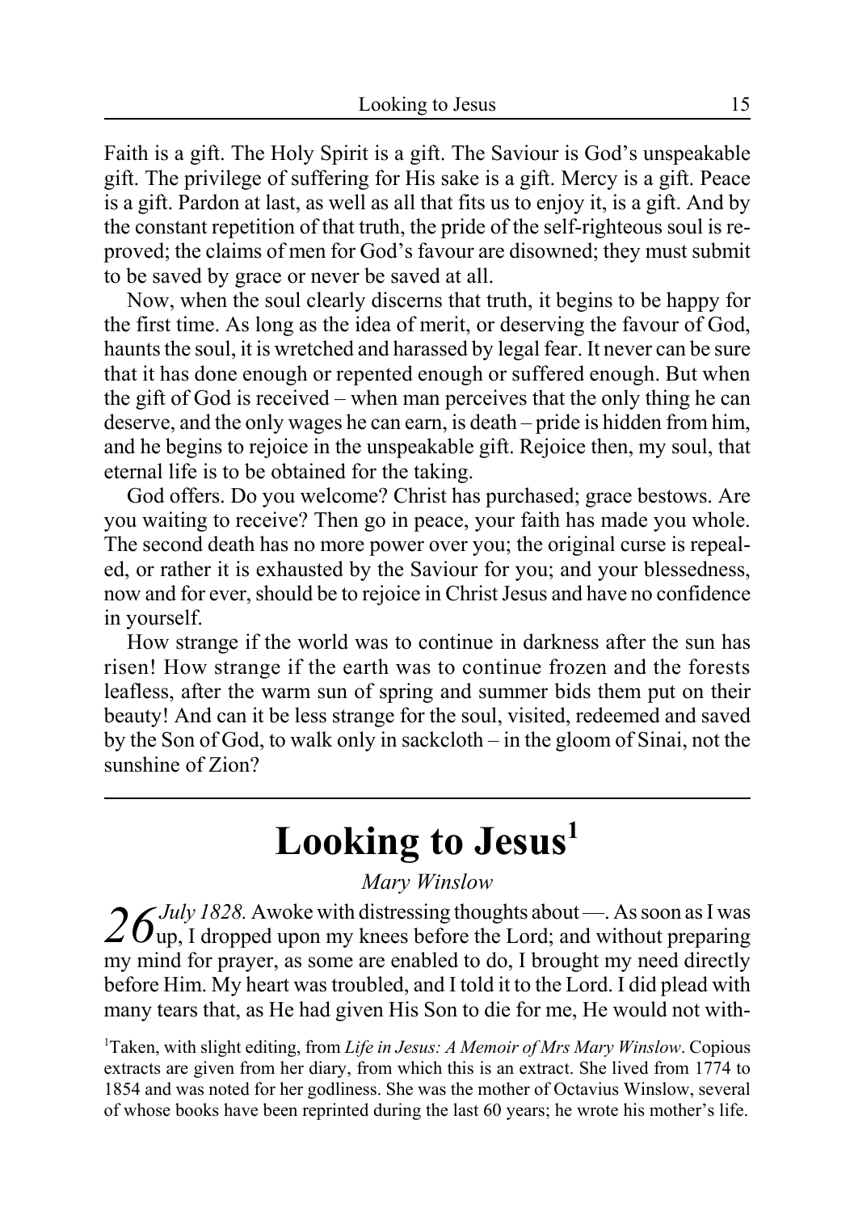Faith is a gift. The Holy Spirit is a gift. The Saviour is God's unspeakable gift. The privilege of suffering for His sake is a gift. Mercy is a gift. Peace is a gift. Pardon at last, as well as all that fits us to enjoy it, is a gift. And by the constant repetition of that truth, the pride of the self-righteous soul is reproved; the claims of men for God's favour are disowned; they must submit to be saved by grace or never be saved at all.

Now, when the soul clearly discerns that truth, it begins to be happy for the first time. As long as the idea of merit, or deserving the favour of God, haunts the soul, it is wretched and harassed by legal fear. It never can be sure that it has done enough or repented enough or suffered enough. But when the gift of God is received – when man perceives that the only thing he can deserve, and the only wages he can earn, is death – pride is hidden from him, and he begins to rejoice in the unspeakable gift. Rejoice then, my soul, that eternal life is to be obtained for the taking.

God offers. Do you welcome? Christ has purchased; grace bestows. Are you waiting to receive? Then go in peace, your faith has made you whole. The second death has no more power over you; the original curse is repealed, or rather it is exhausted by the Saviour for you; and your blessedness, now and for ever, should be to rejoice in Christ Jesus and have no confidence in yourself.

How strange if the world was to continue in darkness after the sun has risen! How strange if the earth was to continue frozen and the forests leafless, after the warm sun of spring and summer bids them put on their beauty! And can it be less strange for the soul, visited, redeemed and saved by the Son of God, to walk only in sackcloth – in the gloom of Sinai, not the sunshine of Zion?

---

# Looking to Jesus[1]

*Mary Winslow*

**26** *July 1828.* Awoke with distressing thoughts about —. As soon as I was up, I dropped upon my knees before the Lord; and without preparing my mind for prayer, as some are enabled to do, I brought my need directly before Him. My heart was troubled, and I told it to the Lord. I did plead with many tears that, as He had given His Son to die for me, He would not with-

[1]Taken, with slight editing, from *Life in Jesus: A Memoir of Mrs Mary Winslow*. Copious extracts are given from her diary, from which this is an extract. She lived from 1774 to 1854 and was noted for her godliness. She was the mother of Octavius Winslow, several of whose books have been reprinted during the last 60 years; he wrote his mother's life.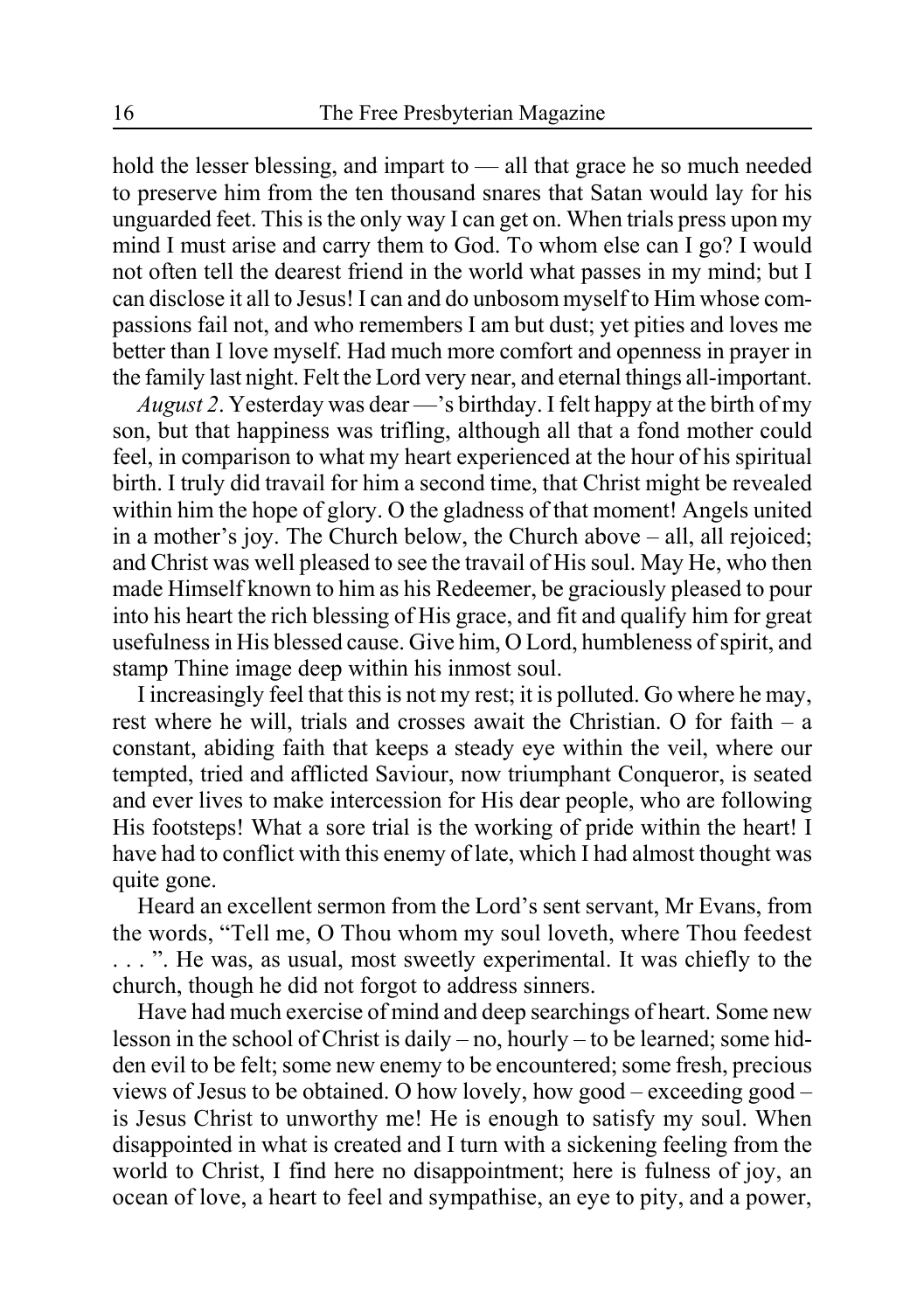hold the lesser blessing, and impart to — all that grace he so much needed to preserve him from the ten thousand snares that Satan would lay for his unguarded feet. This is the only way I can get on. When trials press upon my mind I must arise and carry them to God. To whom else can I go? I would not often tell the dearest friend in the world what passes in my mind; but I can disclose it all to Jesus! I can and do unbosom myself to Him whose compassions fail not, and who remembers I am but dust; yet pities and loves me better than I love myself. Had much more comfort and openness in prayer in the family last night. Felt the Lord very near, and eternal things all-important.

*August 2*. Yesterday was dear —'s birthday. I felt happy at the birth of my son, but that happiness was trifling, although all that a fond mother could feel, in comparison to what my heart experienced at the hour of his spiritual birth. I truly did travail for him a second time, that Christ might be revealed within him the hope of glory. O the gladness of that moment! Angels united in a mother's joy. The Church below, the Church above – all, all rejoiced; and Christ was well pleased to see the travail of His soul. May He, who then made Himself known to him as his Redeemer, be graciously pleased to pour into his heart the rich blessing of His grace, and fit and qualify him for great usefulness in His blessed cause. Give him, O Lord, humbleness of spirit, and stamp Thine image deep within his inmost soul.

I increasingly feel that this is not my rest; it is polluted. Go where he may, rest where he will, trials and crosses await the Christian. O for faith – a constant, abiding faith that keeps a steady eye within the veil, where our tempted, tried and afflicted Saviour, now triumphant Conqueror, is seated and ever lives to make intercession for His dear people, who are following His footsteps! What a sore trial is the working of pride within the heart! I have had to conflict with this enemy of late, which I had almost thought was quite gone.

Heard an excellent sermon from the Lord's sent servant, Mr Evans, from the words, "Tell me, O Thou whom my soul loveth, where Thou feedest . . . ". He was, as usual, most sweetly experimental. It was chiefly to the church, though he did not forgot to address sinners.

Have had much exercise of mind and deep searchings of heart. Some new lesson in the school of Christ is daily – no, hourly – to be learned; some hidden evil to be felt; some new enemy to be encountered; some fresh, precious views of Jesus to be obtained. O how lovely, how good – exceeding good – is Jesus Christ to unworthy me! He is enough to satisfy my soul. When disappointed in what is created and I turn with a sickening feeling from the world to Christ, I find here no disappointment; here is fulness of joy, an ocean of love, a heart to feel and sympathise, an eye to pity, and a power,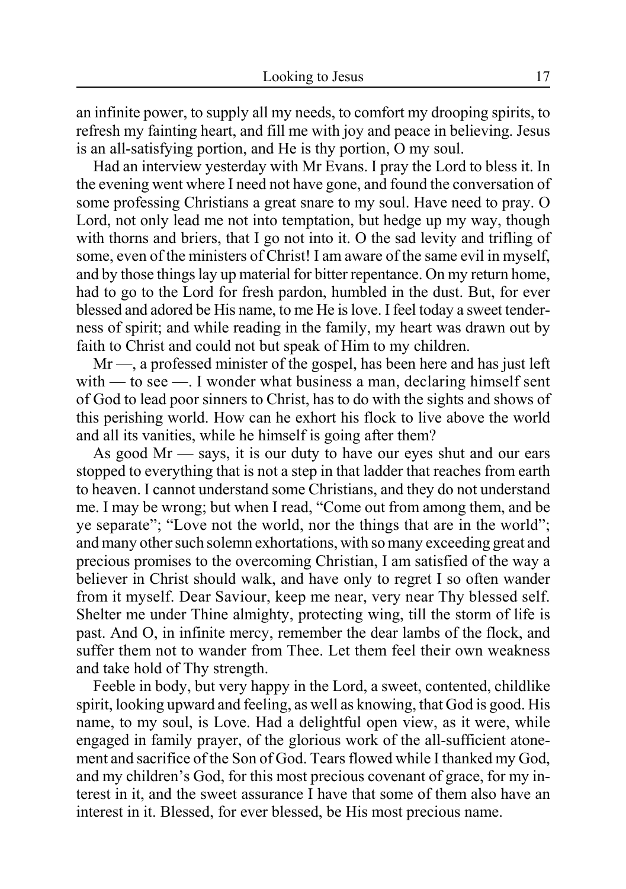an infinite power, to supply all my needs, to comfort my drooping spirits, to refresh my fainting heart, and fill me with joy and peace in believing. Jesus is an all-satisfying portion, and He is thy portion, O my soul.

Had an interview yesterday with Mr Evans. I pray the Lord to bless it. In the evening went where I need not have gone, and found the conversation of some professing Christians a great snare to my soul. Have need to pray. O Lord, not only lead me not into temptation, but hedge up my way, though with thorns and briers, that I go not into it. O the sad levity and trifling of some, even of the ministers of Christ! I am aware of the same evil in myself, and by those things lay up material for bitter repentance. On my return home, had to go to the Lord for fresh pardon, humbled in the dust. But, for ever blessed and adored be His name, to me He is love. I feel today a sweet tenderness of spirit; and while reading in the family, my heart was drawn out by faith to Christ and could not but speak of Him to my children.

Mr —, a professed minister of the gospel, has been here and has just left with — to see —. I wonder what business a man, declaring himself sent of God to lead poor sinners to Christ, has to do with the sights and shows of this perishing world. How can he exhort his flock to live above the world and all its vanities, while he himself is going after them?

As good Mr — says, it is our duty to have our eyes shut and our ears stopped to everything that is not a step in that ladder that reaches from earth to heaven. I cannot understand some Christians, and they do not understand me. I may be wrong; but when I read, "Come out from among them, and be ye separate"; "Love not the world, nor the things that are in the world"; and many other such solemn exhortations, with so many exceeding great and precious promises to the overcoming Christian, I am satisfied of the way a believer in Christ should walk, and have only to regret I so often wander from it myself. Dear Saviour, keep me near, very near Thy blessed self. Shelter me under Thine almighty, protecting wing, till the storm of life is past. And O, in infinite mercy, remember the dear lambs of the flock, and suffer them not to wander from Thee. Let them feel their own weakness and take hold of Thy strength.

Feeble in body, but very happy in the Lord, a sweet, contented, childlike spirit, looking upward and feeling, as well as knowing, that God is good. His name, to my soul, is Love. Had a delightful open view, as it were, while engaged in family prayer, of the glorious work of the all-sufficient atonement and sacrifice of the Son of God. Tears flowed while I thanked my God, and my children's God, for this most precious covenant of grace, for my interest in it, and the sweet assurance I have that some of them also have an interest in it. Blessed, for ever blessed, be His most precious name.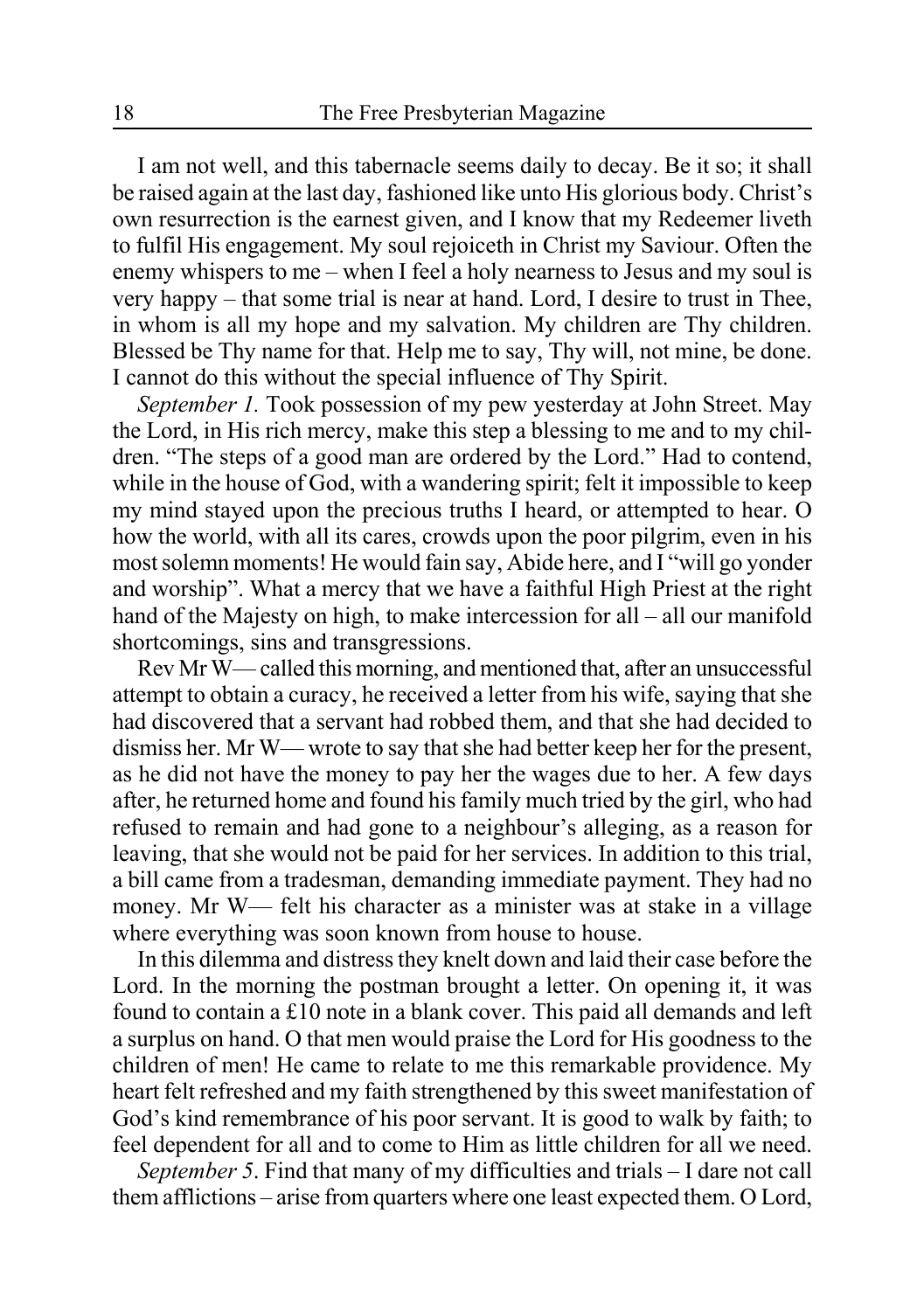I am not well, and this tabernacle seems daily to decay. Be it so; it shall be raised again at the last day, fashioned like unto His glorious body. Christ's own resurrection is the earnest given, and I know that my Redeemer liveth to fulfil His engagement. My soul rejoiceth in Christ my Saviour. Often the enemy whispers to me – when I feel a holy nearness to Jesus and my soul is very happy – that some trial is near at hand. Lord, I desire to trust in Thee, in whom is all my hope and my salvation. My children are Thy children. Blessed be Thy name for that. Help me to say, Thy will, not mine, be done. I cannot do this without the special influence of Thy Spirit.

*September 1.* Took possession of my pew yesterday at John Street. May the Lord, in His rich mercy, make this step a blessing to me and to my children. "The steps of a good man are ordered by the Lord." Had to contend, while in the house of God, with a wandering spirit; felt it impossible to keep my mind stayed upon the precious truths I heard, or attempted to hear. O how the world, with all its cares, crowds upon the poor pilgrim, even in his most solemn moments! He would fain say, Abide here, and I "will go yonder and worship". What a mercy that we have a faithful High Priest at the right hand of the Majesty on high, to make intercession for all – all our manifold shortcomings, sins and transgressions.

Rev Mr W— called this morning, and mentioned that, after an unsuccessful attempt to obtain a curacy, he received a letter from his wife, saying that she had discovered that a servant had robbed them, and that she had decided to dismiss her. Mr W— wrote to say that she had better keep her for the present, as he did not have the money to pay her the wages due to her. A few days after, he returned home and found his family much tried by the girl, who had refused to remain and had gone to a neighbour's alleging, as a reason for leaving, that she would not be paid for her services. In addition to this trial, a bill came from a tradesman, demanding immediate payment. They had no money. Mr W— felt his character as a minister was at stake in a village where everything was soon known from house to house.

In this dilemma and distress they knelt down and laid their case before the Lord. In the morning the postman brought a letter. On opening it, it was found to contain a £10 note in a blank cover. This paid all demands and left a surplus on hand. O that men would praise the Lord for His goodness to the children of men! He came to relate to me this remarkable providence. My heart felt refreshed and my faith strengthened by this sweet manifestation of God's kind remembrance of his poor servant. It is good to walk by faith; to feel dependent for all and to come to Him as little children for all we need.

*September 5*. Find that many of my difficulties and trials – I dare not call them afflictions – arise from quarters where one least expected them. O Lord,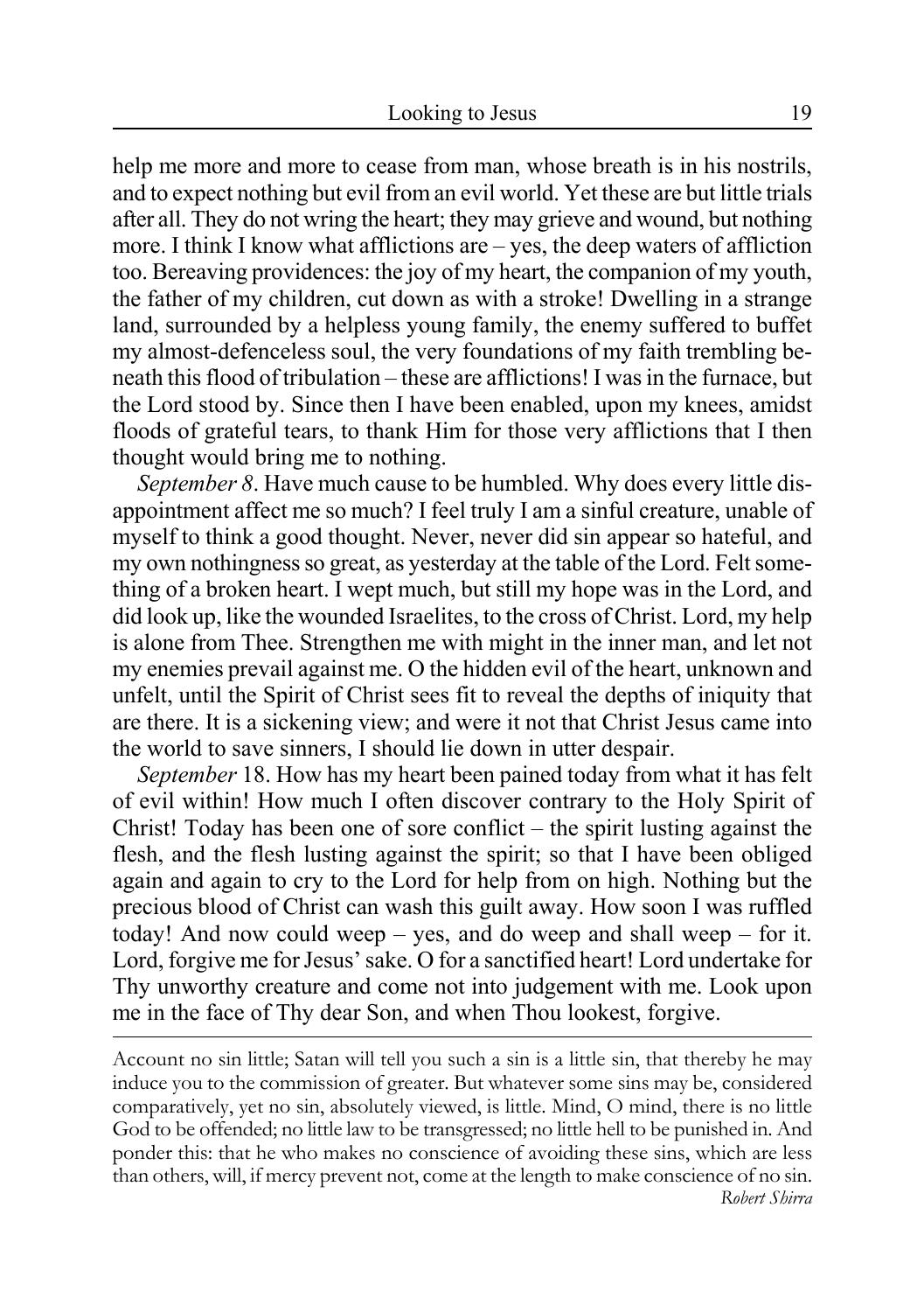help me more and more to cease from man, whose breath is in his nostrils, and to expect nothing but evil from an evil world. Yet these are but little trials after all. They do not wring the heart; they may grieve and wound, but nothing more. I think I know what afflictions are – yes, the deep waters of affliction too. Bereaving providences: the joy of my heart, the companion of my youth, the father of my children, cut down as with a stroke! Dwelling in a strange land, surrounded by a helpless young family, the enemy suffered to buffet my almost-defenceless soul, the very foundations of my faith trembling beneath this flood of tribulation – these are afflictions! I was in the furnace, but the Lord stood by. Since then I have been enabled, upon my knees, amidst floods of grateful tears, to thank Him for those very afflictions that I then thought would bring me to nothing.

*September 8*. Have much cause to be humbled. Why does every little disappointment affect me so much? I feel truly I am a sinful creature, unable of myself to think a good thought. Never, never did sin appear so hateful, and my own nothingness so great, as yesterday at the table of the Lord. Felt something of a broken heart. I wept much, but still my hope was in the Lord, and did look up, like the wounded Israelites, to the cross of Christ. Lord, my help is alone from Thee. Strengthen me with might in the inner man, and let not my enemies prevail against me. O the hidden evil of the heart, unknown and unfelt, until the Spirit of Christ sees fit to reveal the depths of iniquity that are there. It is a sickening view; and were it not that Christ Jesus came into the world to save sinners, I should lie down in utter despair.

*September* 18. How has my heart been pained today from what it has felt of evil within! How much I often discover contrary to the Holy Spirit of Christ! Today has been one of sore conflict – the spirit lusting against the flesh, and the flesh lusting against the spirit; so that I have been obliged again and again to cry to the Lord for help from on high. Nothing but the precious blood of Christ can wash this guilt away. How soon I was ruffled today! And now could weep – yes, and do weep and shall weep – for it. Lord, forgive me for Jesus' sake. O for a sanctified heart! Lord undertake for Thy unworthy creature and come not into judgement with me. Look upon me in the face of Thy dear Son, and when Thou lookest, forgive.

---

Account no sin little; Satan will tell you such a sin is a little sin, that thereby he may induce you to the commission of greater. But whatever some sins may be, considered comparatively, yet no sin, absolutely viewed, is little. Mind, O mind, there is no little God to be offended; no little law to be transgressed; no little hell to be punished in. And ponder this: that he who makes no conscience of avoiding these sins, which are less than others, will, if mercy prevent not, come at the length to make conscience of no sin.

*Robert Shirra*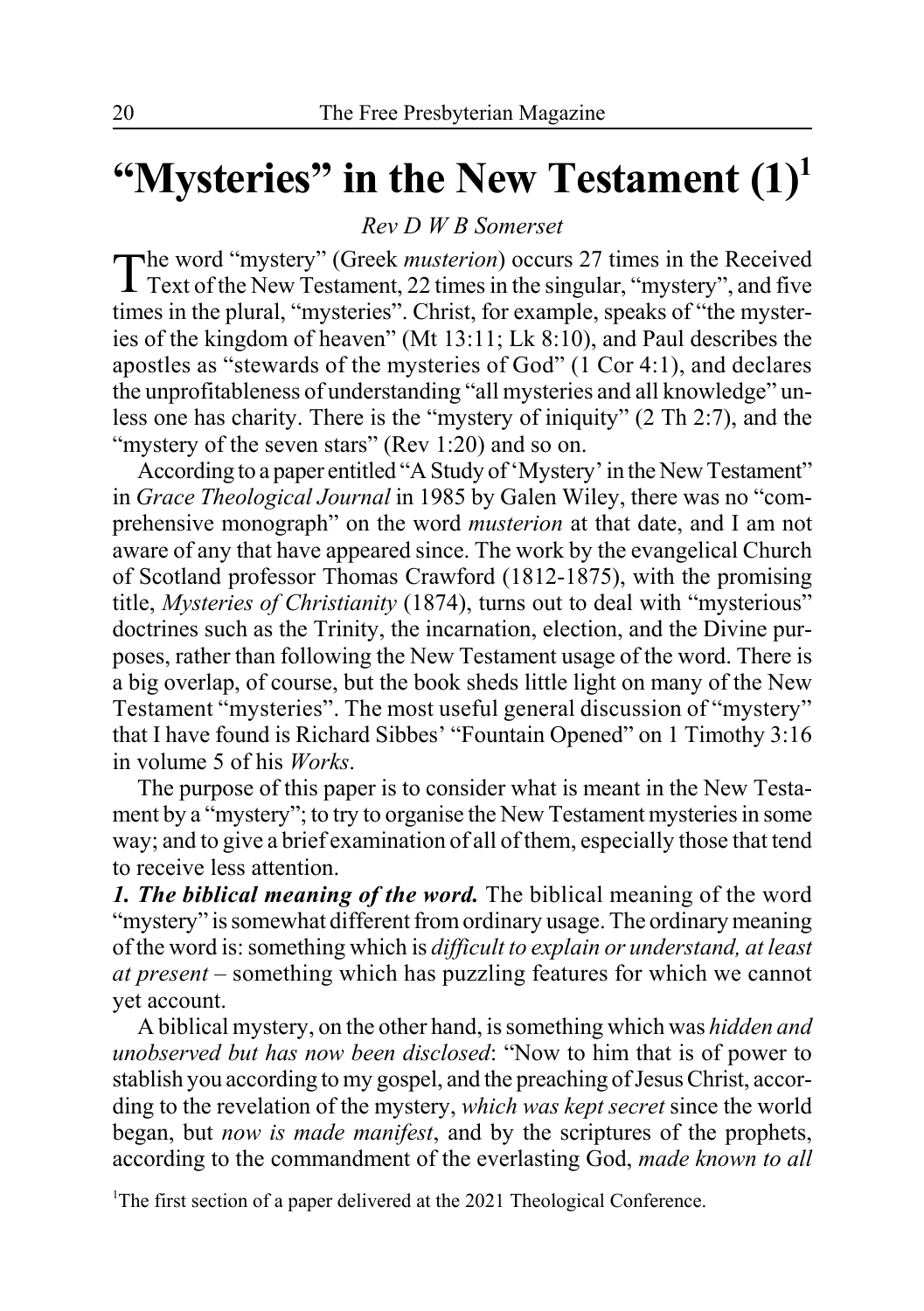# "Mysteries" in the New Testament (1)[1]

*Rev D W B Somerset*

The word "mystery" (Greek *musterion*) occurs 27 times in the Received Text of the New Testament, 22 times in the singular, "mystery", and five times in the plural, "mysteries". Christ, for example, speaks of "the mysteries of the kingdom of heaven" (Mt 13:11; Lk 8:10), and Paul describes the apostles as "stewards of the mysteries of God" (1 Cor 4:1), and declares the unprofitableness of understanding "all mysteries and all knowledge" unless one has charity. There is the "mystery of iniquity" (2 Th 2:7), and the "mystery of the seven stars" (Rev 1:20) and so on.

According to a paper entitled "A Study of 'Mystery' in the New Testament" in *Grace Theological Journal* in 1985 by Galen Wiley, there was no "comprehensive monograph" on the word *musterion* at that date, and I am not aware of any that have appeared since. The work by the evangelical Church of Scotland professor Thomas Crawford (1812-1875), with the promising title, *Mysteries of Christianity* (1874), turns out to deal with "mysterious" doctrines such as the Trinity, the incarnation, election, and the Divine purposes, rather than following the New Testament usage of the word. There is a big overlap, of course, but the book sheds little light on many of the New Testament "mysteries". The most useful general discussion of "mystery" that I have found is Richard Sibbes' "Fountain Opened" on 1 Timothy 3:16 in volume 5 of his *Works*.

The purpose of this paper is to consider what is meant in the New Testament by a "mystery"; to try to organise the New Testament mysteries in some way; and to give a brief examination of all of them, especially those that tend to receive less attention.

***1. The biblical meaning of the word.*** The biblical meaning of the word "mystery" is somewhat different from ordinary usage. The ordinary meaning of the word is: something which is *difficult to explain or understand, at least at present* – something which has puzzling features for which we cannot yet account.

A biblical mystery, on the other hand, is something which was *hidden and unobserved but has now been disclosed*: "Now to him that is of power to stablish you according to my gospel, and the preaching of Jesus Christ, according to the revelation of the mystery, *which was kept secret* since the world began, but *now is made manifest*, and by the scriptures of the prophets, according to the commandment of the everlasting God, *made known to all*

[1] The first section of a paper delivered at the 2021 Theological Conference.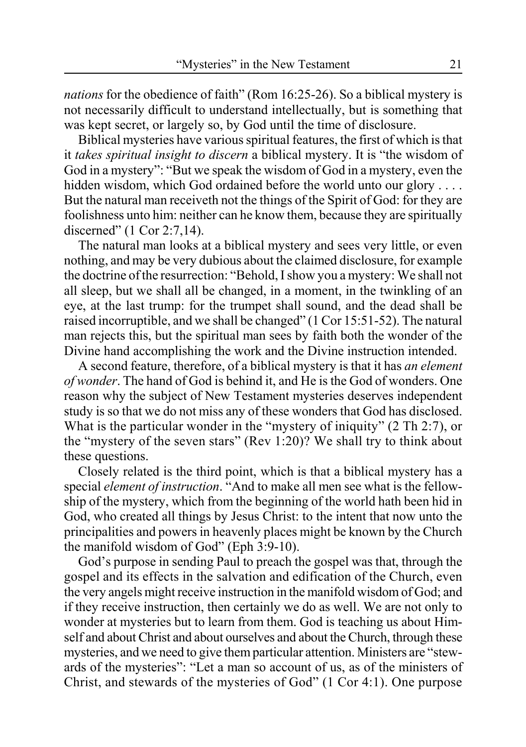*nations* for the obedience of faith" (Rom 16:25-26). So a biblical mystery is not necessarily difficult to understand intellectually, but is something that was kept secret, or largely so, by God until the time of disclosure.

Biblical mysteries have various spiritual features, the first of which is that it *takes spiritual insight to discern* a biblical mystery. It is "the wisdom of God in a mystery": "But we speak the wisdom of God in a mystery, even the hidden wisdom, which God ordained before the world unto our glory . . . . But the natural man receiveth not the things of the Spirit of God: for they are foolishness unto him: neither can he know them, because they are spiritually discerned" (1 Cor 2:7,14).

The natural man looks at a biblical mystery and sees very little, or even nothing, and may be very dubious about the claimed disclosure, for example the doctrine of the resurrection: "Behold, I show you a mystery: We shall not all sleep, but we shall all be changed, in a moment, in the twinkling of an eye, at the last trump: for the trumpet shall sound, and the dead shall be raised incorruptible, and we shall be changed" (1 Cor 15:51-52). The natural man rejects this, but the spiritual man sees by faith both the wonder of the Divine hand accomplishing the work and the Divine instruction intended.

A second feature, therefore, of a biblical mystery is that it has *an element of wonder*. The hand of God is behind it, and He is the God of wonders. One reason why the subject of New Testament mysteries deserves independent study is so that we do not miss any of these wonders that God has disclosed. What is the particular wonder in the "mystery of iniquity" (2 Th 2:7), or the "mystery of the seven stars" (Rev 1:20)? We shall try to think about these questions.

Closely related is the third point, which is that a biblical mystery has a special *element of instruction*. "And to make all men see what is the fellowship of the mystery, which from the beginning of the world hath been hid in God, who created all things by Jesus Christ: to the intent that now unto the principalities and powers in heavenly places might be known by the Church the manifold wisdom of God" (Eph 3:9-10).

God's purpose in sending Paul to preach the gospel was that, through the gospel and its effects in the salvation and edification of the Church, even the very angels might receive instruction in the manifold wisdom of God; and if they receive instruction, then certainly we do as well. We are not only to wonder at mysteries but to learn from them. God is teaching us about Himself and about Christ and about ourselves and about the Church, through these mysteries, and we need to give them particular attention. Ministers are "stewards of the mysteries": "Let a man so account of us, as of the ministers of Christ, and stewards of the mysteries of God" (1 Cor 4:1). One purpose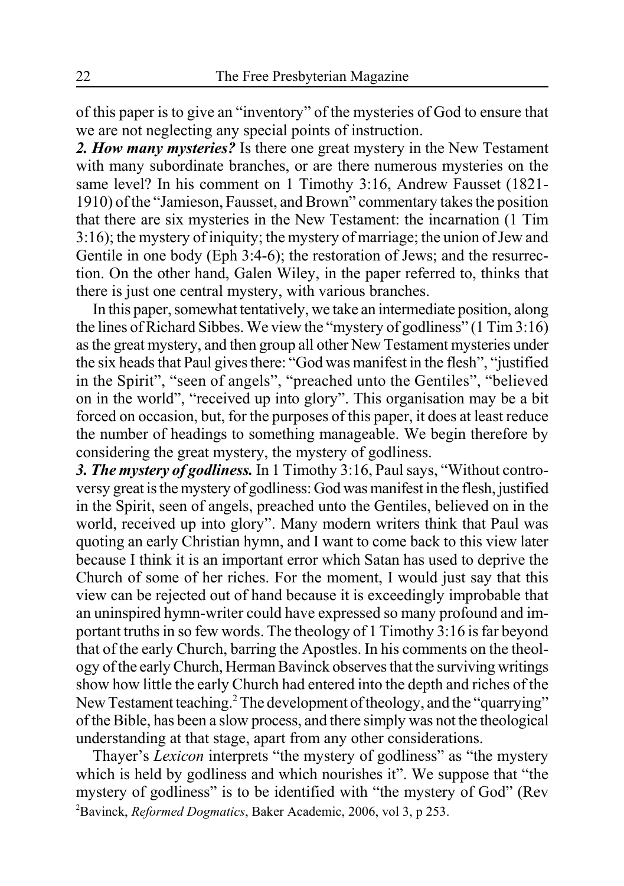of this paper is to give an "inventory" of the mysteries of God to ensure that we are not neglecting any special points of instruction.

***2. How many mysteries?*** Is there one great mystery in the New Testament with many subordinate branches, or are there numerous mysteries on the same level? In his comment on 1 Timothy 3:16, Andrew Fausset (1821-1910) of the "Jamieson, Fausset, and Brown" commentary takes the position that there are six mysteries in the New Testament: the incarnation (1 Tim 3:16); the mystery of iniquity; the mystery of marriage; the union of Jew and Gentile in one body (Eph 3:4-6); the restoration of Jews; and the resurrection. On the other hand, Galen Wiley, in the paper referred to, thinks that there is just one central mystery, with various branches.

In this paper, somewhat tentatively, we take an intermediate position, along the lines of Richard Sibbes. We view the "mystery of godliness" (1 Tim 3:16) as the great mystery, and then group all other New Testament mysteries under the six heads that Paul gives there: "God was manifest in the flesh", "justified in the Spirit", "seen of angels", "preached unto the Gentiles", "believed on in the world", "received up into glory". This organisation may be a bit forced on occasion, but, for the purposes of this paper, it does at least reduce the number of headings to something manageable. We begin therefore by considering the great mystery, the mystery of godliness.

***3. The mystery of godliness.*** In 1 Timothy 3:16, Paul says, "Without controversy great is the mystery of godliness: God was manifest in the flesh, justified in the Spirit, seen of angels, preached unto the Gentiles, believed on in the world, received up into glory". Many modern writers think that Paul was quoting an early Christian hymn, and I want to come back to this view later because I think it is an important error which Satan has used to deprive the Church of some of her riches. For the moment, I would just say that this view can be rejected out of hand because it is exceedingly improbable that an uninspired hymn-writer could have expressed so many profound and important truths in so few words. The theology of 1 Timothy 3:16 is far beyond that of the early Church, barring the Apostles. In his comments on the theology of the early Church, Herman Bavinck observes that the surviving writings show how little the early Church had entered into the depth and riches of the New Testament teaching.[2] The development of theology, and the "quarrying" of the Bible, has been a slow process, and there simply was not the theological understanding at that stage, apart from any other considerations.

Thayer's *Lexicon* interprets "the mystery of godliness" as "the mystery which is held by godliness and which nourishes it". We suppose that "the mystery of godliness" is to be identified with "the mystery of God" (Rev

[2]Bavinck, *Reformed Dogmatics*, Baker Academic, 2006, vol 3, p 253.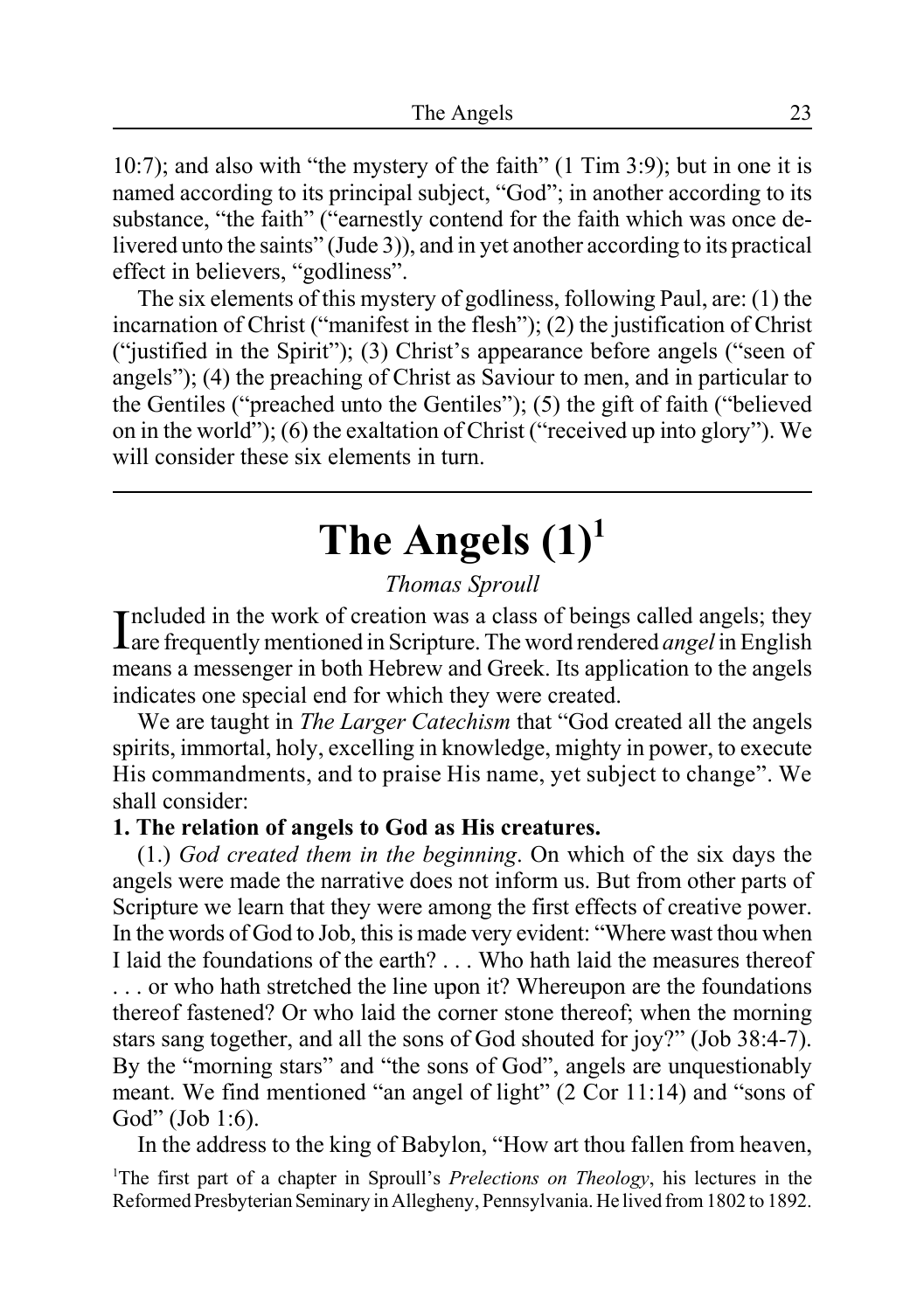10:7); and also with "the mystery of the faith" (1 Tim 3:9); but in one it is named according to its principal subject, "God"; in another according to its substance, "the faith" ("earnestly contend for the faith which was once delivered unto the saints" (Jude 3)), and in yet another according to its practical effect in believers, "godliness".

The six elements of this mystery of godliness, following Paul, are: (1) the incarnation of Christ ("manifest in the flesh"); (2) the justification of Christ ("justified in the Spirit"); (3) Christ's appearance before angels ("seen of angels"); (4) the preaching of Christ as Saviour to men, and in particular to the Gentiles ("preached unto the Gentiles"); (5) the gift of faith ("believed on in the world"); (6) the exaltation of Christ ("received up into glory"). We will consider these six elements in turn.

---

# The Angels (1)[1]

*Thomas Sproull*

Included in the work of creation was a class of beings called angels; they are frequently mentioned in Scripture. The word rendered *angel* in English means a messenger in both Hebrew and Greek. Its application to the angels indicates one special end for which they were created.

We are taught in *The Larger Catechism* that "God created all the angels spirits, immortal, holy, excelling in knowledge, mighty in power, to execute His commandments, and to praise His name, yet subject to change". We shall consider:

**1. The relation of angels to God as His creatures.**

(1.) *God created them in the beginning*. On which of the six days the angels were made the narrative does not inform us. But from other parts of Scripture we learn that they were among the first effects of creative power. In the words of God to Job, this is made very evident: "Where wast thou when I laid the foundations of the earth? . . . Who hath laid the measures thereof . . . or who hath stretched the line upon it? Whereupon are the foundations thereof fastened? Or who laid the corner stone thereof; when the morning stars sang together, and all the sons of God shouted for joy?" (Job 38:4-7). By the "morning stars" and "the sons of God", angels are unquestionably meant. We find mentioned "an angel of light" (2 Cor 11:14) and "sons of God" (Job 1:6).

In the address to the king of Babylon, "How art thou fallen from heaven,

[1]The first part of a chapter in Sproull's *Prelections on Theology*, his lectures in the Reformed Presbyterian Seminary in Allegheny, Pennsylvania. He lived from 1802 to 1892.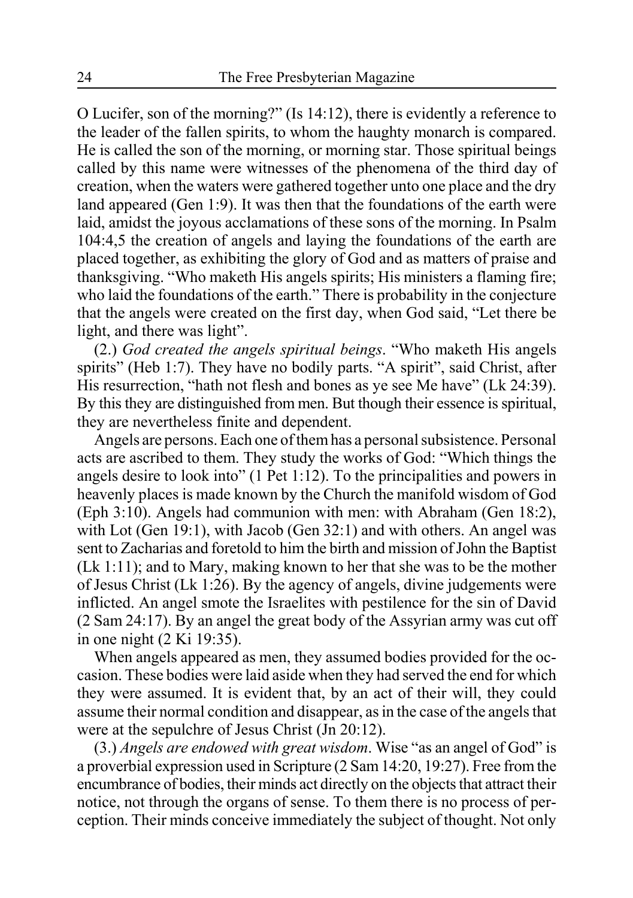O Lucifer, son of the morning?" (Is 14:12), there is evidently a reference to the leader of the fallen spirits, to whom the haughty monarch is compared. He is called the son of the morning, or morning star. Those spiritual beings called by this name were witnesses of the phenomena of the third day of creation, when the waters were gathered together unto one place and the dry land appeared (Gen 1:9). It was then that the foundations of the earth were laid, amidst the joyous acclamations of these sons of the morning. In Psalm 104:4,5 the creation of angels and laying the foundations of the earth are placed together, as exhibiting the glory of God and as matters of praise and thanksgiving. "Who maketh His angels spirits; His ministers a flaming fire; who laid the foundations of the earth." There is probability in the conjecture that the angels were created on the first day, when God said, "Let there be light, and there was light".

(2.) *God created the angels spiritual beings*. "Who maketh His angels spirits" (Heb 1:7). They have no bodily parts. "A spirit", said Christ, after His resurrection, "hath not flesh and bones as ye see Me have" (Lk 24:39). By this they are distinguished from men. But though their essence is spiritual, they are nevertheless finite and dependent.

Angels are persons. Each one of them has a personal subsistence. Personal acts are ascribed to them. They study the works of God: "Which things the angels desire to look into" (1 Pet 1:12). To the principalities and powers in heavenly places is made known by the Church the manifold wisdom of God (Eph 3:10). Angels had communion with men: with Abraham (Gen 18:2), with Lot (Gen 19:1), with Jacob (Gen 32:1) and with others. An angel was sent to Zacharias and foretold to him the birth and mission of John the Baptist (Lk 1:11); and to Mary, making known to her that she was to be the mother of Jesus Christ (Lk 1:26). By the agency of angels, divine judgements were inflicted. An angel smote the Israelites with pestilence for the sin of David (2 Sam 24:17). By an angel the great body of the Assyrian army was cut off in one night (2 Ki 19:35).

When angels appeared as men, they assumed bodies provided for the occasion. These bodies were laid aside when they had served the end for which they were assumed. It is evident that, by an act of their will, they could assume their normal condition and disappear, as in the case of the angels that were at the sepulchre of Jesus Christ (Jn 20:12).

(3.) *Angels are endowed with great wisdom*. Wise "as an angel of God" is a proverbial expression used in Scripture (2 Sam 14:20, 19:27). Free from the encumbrance of bodies, their minds act directly on the objects that attract their notice, not through the organs of sense. To them there is no process of perception. Their minds conceive immediately the subject of thought. Not only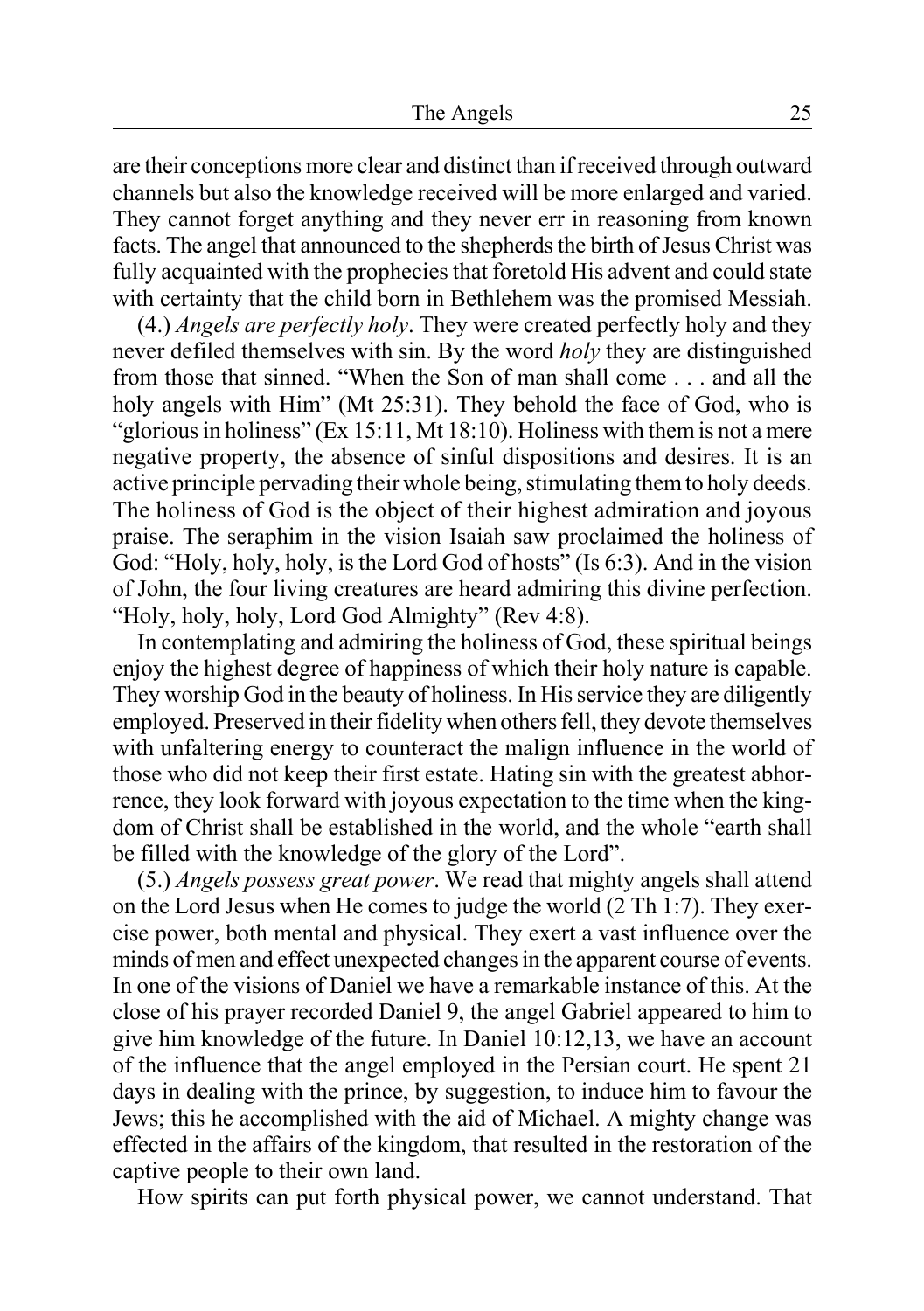are their conceptions more clear and distinct than if received through outward channels but also the knowledge received will be more enlarged and varied. They cannot forget anything and they never err in reasoning from known facts. The angel that announced to the shepherds the birth of Jesus Christ was fully acquainted with the prophecies that foretold His advent and could state with certainty that the child born in Bethlehem was the promised Messiah.

(4.) *Angels are perfectly holy*. They were created perfectly holy and they never defiled themselves with sin. By the word *holy* they are distinguished from those that sinned. "When the Son of man shall come . . . and all the holy angels with Him" (Mt 25:31). They behold the face of God, who is "glorious in holiness" (Ex 15:11, Mt 18:10). Holiness with them is not a mere negative property, the absence of sinful dispositions and desires. It is an active principle pervading their whole being, stimulating them to holy deeds. The holiness of God is the object of their highest admiration and joyous praise. The seraphim in the vision Isaiah saw proclaimed the holiness of God: "Holy, holy, holy, is the Lord God of hosts" (Is 6:3). And in the vision of John, the four living creatures are heard admiring this divine perfection. "Holy, holy, holy, Lord God Almighty" (Rev 4:8).

In contemplating and admiring the holiness of God, these spiritual beings enjoy the highest degree of happiness of which their holy nature is capable. They worship God in the beauty of holiness. In His service they are diligently employed. Preserved in their fidelity when others fell, they devote themselves with unfaltering energy to counteract the malign influence in the world of those who did not keep their first estate. Hating sin with the greatest abhorrence, they look forward with joyous expectation to the time when the kingdom of Christ shall be established in the world, and the whole "earth shall be filled with the knowledge of the glory of the Lord".

(5.) *Angels possess great power*. We read that mighty angels shall attend on the Lord Jesus when He comes to judge the world (2 Th 1:7). They exercise power, both mental and physical. They exert a vast influence over the minds of men and effect unexpected changes in the apparent course of events. In one of the visions of Daniel we have a remarkable instance of this. At the close of his prayer recorded Daniel 9, the angel Gabriel appeared to him to give him knowledge of the future. In Daniel 10:12,13, we have an account of the influence that the angel employed in the Persian court. He spent 21 days in dealing with the prince, by suggestion, to induce him to favour the Jews; this he accomplished with the aid of Michael. A mighty change was effected in the affairs of the kingdom, that resulted in the restoration of the captive people to their own land.

How spirits can put forth physical power, we cannot understand. That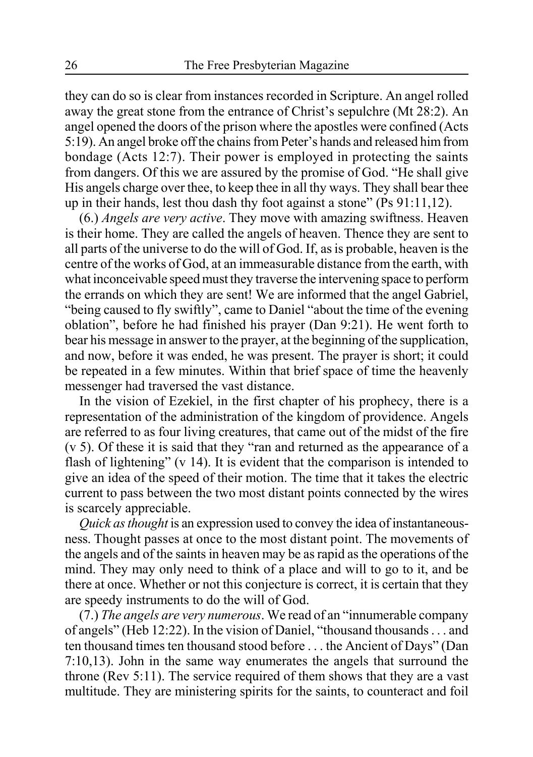they can do so is clear from instances recorded in Scripture. An angel rolled away the great stone from the entrance of Christ's sepulchre (Mt 28:2). An angel opened the doors of the prison where the apostles were confined (Acts 5:19). An angel broke off the chains from Peter's hands and released him from bondage (Acts 12:7). Their power is employed in protecting the saints from dangers. Of this we are assured by the promise of God. "He shall give His angels charge over thee, to keep thee in all thy ways. They shall bear thee up in their hands, lest thou dash thy foot against a stone" (Ps 91:11,12).

(6.) *Angels are very active*. They move with amazing swiftness. Heaven is their home. They are called the angels of heaven. Thence they are sent to all parts of the universe to do the will of God. If, as is probable, heaven is the centre of the works of God, at an immeasurable distance from the earth, with what inconceivable speed must they traverse the intervening space to perform the errands on which they are sent! We are informed that the angel Gabriel, "being caused to fly swiftly", came to Daniel "about the time of the evening oblation", before he had finished his prayer (Dan 9:21). He went forth to bear his message in answer to the prayer, at the beginning of the supplication, and now, before it was ended, he was present. The prayer is short; it could be repeated in a few minutes. Within that brief space of time the heavenly messenger had traversed the vast distance.

In the vision of Ezekiel, in the first chapter of his prophecy, there is a representation of the administration of the kingdom of providence. Angels are referred to as four living creatures, that came out of the midst of the fire (v 5). Of these it is said that they "ran and returned as the appearance of a flash of lightening" (v 14). It is evident that the comparison is intended to give an idea of the speed of their motion. The time that it takes the electric current to pass between the two most distant points connected by the wires is scarcely appreciable.

*Quick as thought* is an expression used to convey the idea of instantaneousness. Thought passes at once to the most distant point. The movements of the angels and of the saints in heaven may be as rapid as the operations of the mind. They may only need to think of a place and will to go to it, and be there at once. Whether or not this conjecture is correct, it is certain that they are speedy instruments to do the will of God.

(7.) *The angels are very numerous*. We read of an "innumerable company of angels" (Heb 12:22). In the vision of Daniel, "thousand thousands . . . and ten thousand times ten thousand stood before . . . the Ancient of Days" (Dan 7:10,13). John in the same way enumerates the angels that surround the throne (Rev 5:11). The service required of them shows that they are a vast multitude. They are ministering spirits for the saints, to counteract and foil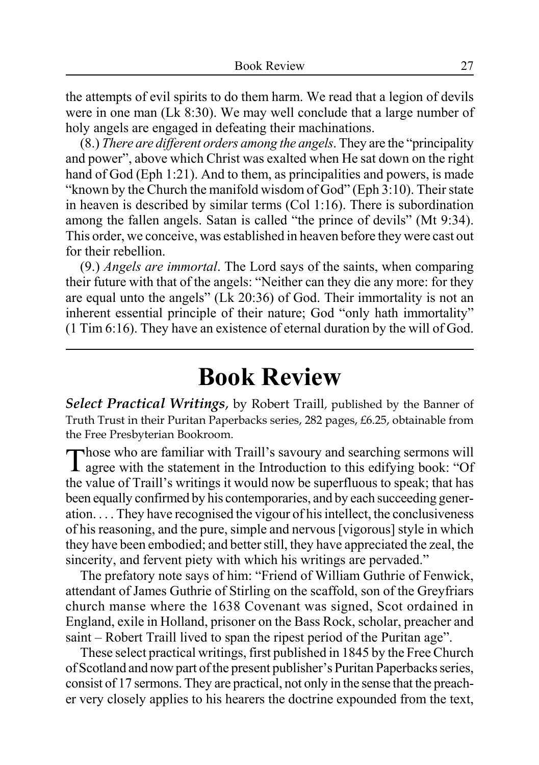the attempts of evil spirits to do them harm. We read that a legion of devils were in one man (Lk 8:30). We may well conclude that a large number of holy angels are engaged in defeating their machinations.

(8.) *There are different orders among the angels*. They are the "principality and power", above which Christ was exalted when He sat down on the right hand of God (Eph 1:21). And to them, as principalities and powers, is made "known by the Church the manifold wisdom of God" (Eph 3:10). Their state in heaven is described by similar terms (Col 1:16). There is subordination among the fallen angels. Satan is called "the prince of devils" (Mt 9:34). This order, we conceive, was established in heaven before they were cast out for their rebellion.

(9.) *Angels are immortal*. The Lord says of the saints, when comparing their future with that of the angels: "Neither can they die any more: for they are equal unto the angels" (Lk 20:36) of God. Their immortality is not an inherent essential principle of their nature; God "only hath immortality" (1 Tim 6:16). They have an existence of eternal duration by the will of God.

# Book Review

***Select Practical Writings***, by Robert Traill, published by the Banner of Truth Trust in their Puritan Paperbacks series, 282 pages, £6.25, obtainable from the Free Presbyterian Bookroom.

Those who are familiar with Traill's savoury and searching sermons will agree with the statement in the Introduction to this edifying book: "Of the value of Traill's writings it would now be superfluous to speak; that has been equally confirmed by his contemporaries, and by each succeeding generation. . . . They have recognised the vigour of his intellect, the conclusiveness of his reasoning, and the pure, simple and nervous [vigorous] style in which they have been embodied; and better still, they have appreciated the zeal, the sincerity, and fervent piety with which his writings are pervaded."

The prefatory note says of him: "Friend of William Guthrie of Fenwick, attendant of James Guthrie of Stirling on the scaffold, son of the Greyfriars church manse where the 1638 Covenant was signed, Scot ordained in England, exile in Holland, prisoner on the Bass Rock, scholar, preacher and saint – Robert Traill lived to span the ripest period of the Puritan age".

These select practical writings, first published in 1845 by the Free Church of Scotland and now part of the present publisher's Puritan Paperbacks series, consist of 17 sermons. They are practical, not only in the sense that the preacher very closely applies to his hearers the doctrine expounded from the text,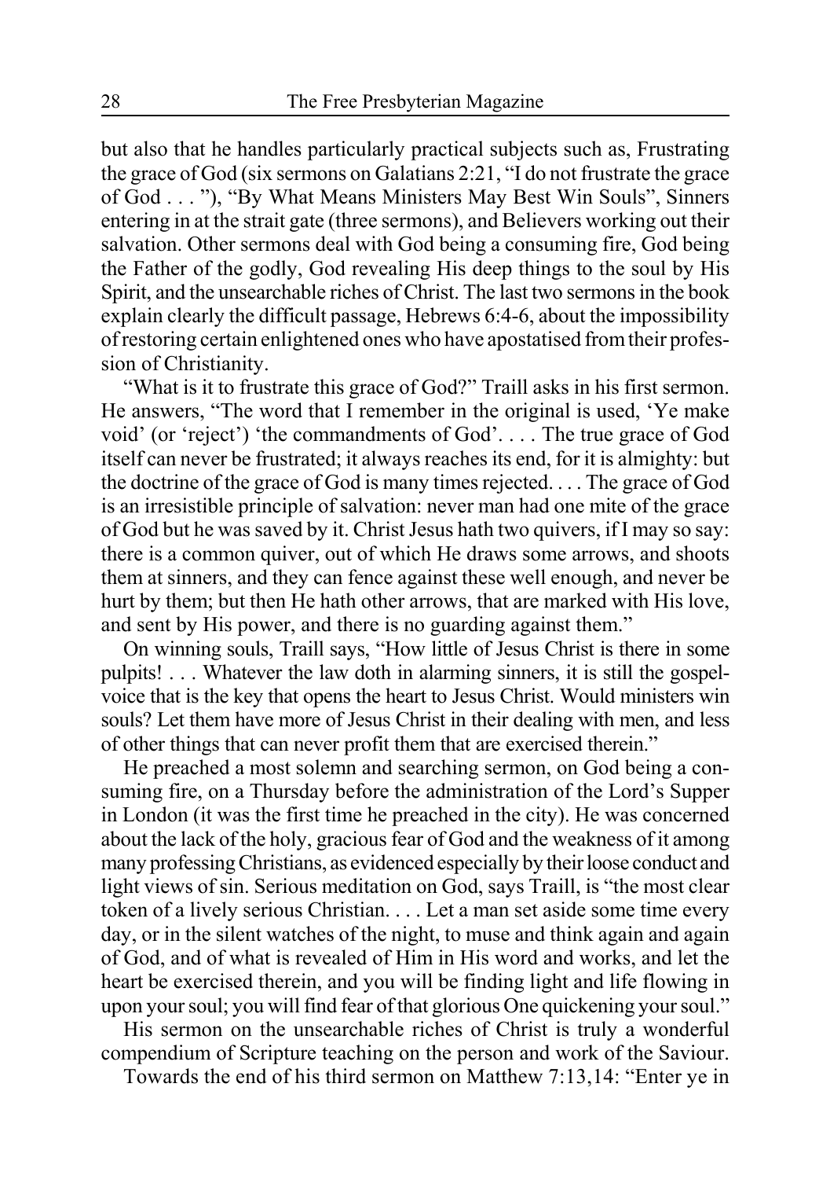but also that he handles particularly practical subjects such as, Frustrating the grace of God (six sermons on Galatians 2:21, "I do not frustrate the grace of God . . . "), "By What Means Ministers May Best Win Souls", Sinners entering in at the strait gate (three sermons), and Believers working out their salvation. Other sermons deal with God being a consuming fire, God being the Father of the godly, God revealing His deep things to the soul by His Spirit, and the unsearchable riches of Christ. The last two sermons in the book explain clearly the difficult passage, Hebrews 6:4-6, about the impossibility of restoring certain enlightened ones who have apostatised from their profession of Christianity.

"What is it to frustrate this grace of God?" Traill asks in his first sermon. He answers, "The word that I remember in the original is used, 'Ye make void' (or 'reject') 'the commandments of God'. . . . The true grace of God itself can never be frustrated; it always reaches its end, for it is almighty: but the doctrine of the grace of God is many times rejected. . . . The grace of God is an irresistible principle of salvation: never man had one mite of the grace of God but he was saved by it. Christ Jesus hath two quivers, if I may so say: there is a common quiver, out of which He draws some arrows, and shoots them at sinners, and they can fence against these well enough, and never be hurt by them; but then He hath other arrows, that are marked with His love, and sent by His power, and there is no guarding against them."

On winning souls, Traill says, "How little of Jesus Christ is there in some pulpits! . . . Whatever the law doth in alarming sinners, it is still the gospel-voice that is the key that opens the heart to Jesus Christ. Would ministers win souls? Let them have more of Jesus Christ in their dealing with men, and less of other things that can never profit them that are exercised therein."

He preached a most solemn and searching sermon, on God being a consuming fire, on a Thursday before the administration of the Lord's Supper in London (it was the first time he preached in the city). He was concerned about the lack of the holy, gracious fear of God and the weakness of it among many professing Christians, as evidenced especially by their loose conduct and light views of sin. Serious meditation on God, says Traill, is "the most clear token of a lively serious Christian. . . . Let a man set aside some time every day, or in the silent watches of the night, to muse and think again and again of God, and of what is revealed of Him in His word and works, and let the heart be exercised therein, and you will be finding light and life flowing in upon your soul; you will find fear of that glorious One quickening your soul."

His sermon on the unsearchable riches of Christ is truly a wonderful compendium of Scripture teaching on the person and work of the Saviour.

Towards the end of his third sermon on Matthew 7:13,14: "Enter ye in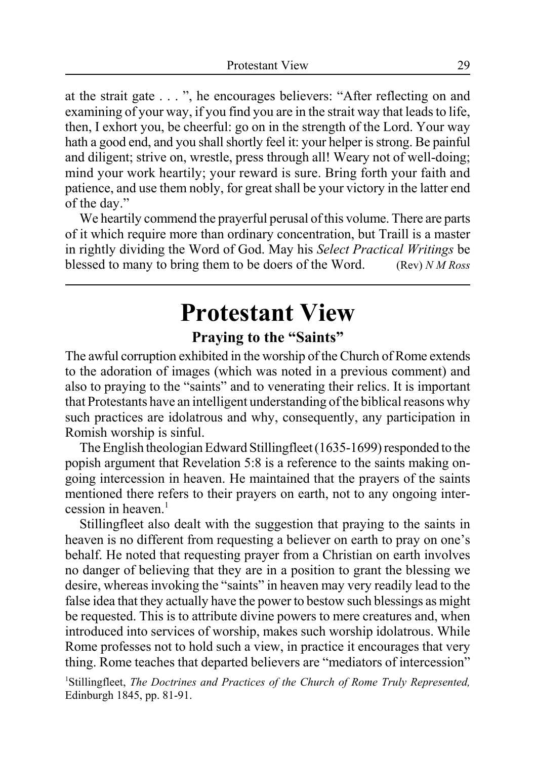at the strait gate . . . ", he encourages believers: "After reflecting on and examining of your way, if you find you are in the strait way that leads to life, then, I exhort you, be cheerful: go on in the strength of the Lord. Your way hath a good end, and you shall shortly feel it: your helper is strong. Be painful and diligent; strive on, wrestle, press through all! Weary not of well-doing; mind your work heartily; your reward is sure. Bring forth your faith and patience, and use them nobly, for great shall be your victory in the latter end of the day."

We heartily commend the prayerful perusal of this volume. There are parts of it which require more than ordinary concentration, but Traill is a master in rightly dividing the Word of God. May his *Select Practical Writings* be blessed to many to bring them to be doers of the Word. (Rev) *N M Ross*

# Protestant View

## Praying to the "Saints"

The awful corruption exhibited in the worship of the Church of Rome extends to the adoration of images (which was noted in a previous comment) and also to praying to the "saints" and to venerating their relics. It is important that Protestants have an intelligent understanding of the biblical reasons why such practices are idolatrous and why, consequently, any participation in Romish worship is sinful.

The English theologian Edward Stillingfleet (1635-1699) responded to the popish argument that Revelation 5:8 is a reference to the saints making on-going intercession in heaven. He maintained that the prayers of the saints mentioned there refers to their prayers on earth, not to any ongoing intercession in heaven.[1]

Stillingfleet also dealt with the suggestion that praying to the saints in heaven is no different from requesting a believer on earth to pray on one's behalf. He noted that requesting prayer from a Christian on earth involves no danger of believing that they are in a position to grant the blessing we desire, whereas invoking the "saints" in heaven may very readily lead to the false idea that they actually have the power to bestow such blessings as might be requested. This is to attribute divine powers to mere creatures and, when introduced into services of worship, makes such worship idolatrous. While Rome professes not to hold such a view, in practice it encourages that very thing. Rome teaches that departed believers are "mediators of intercession"

[1]Stillingfleet, *The Doctrines and Practices of the Church of Rome Truly Represented,* Edinburgh 1845, pp. 81-91.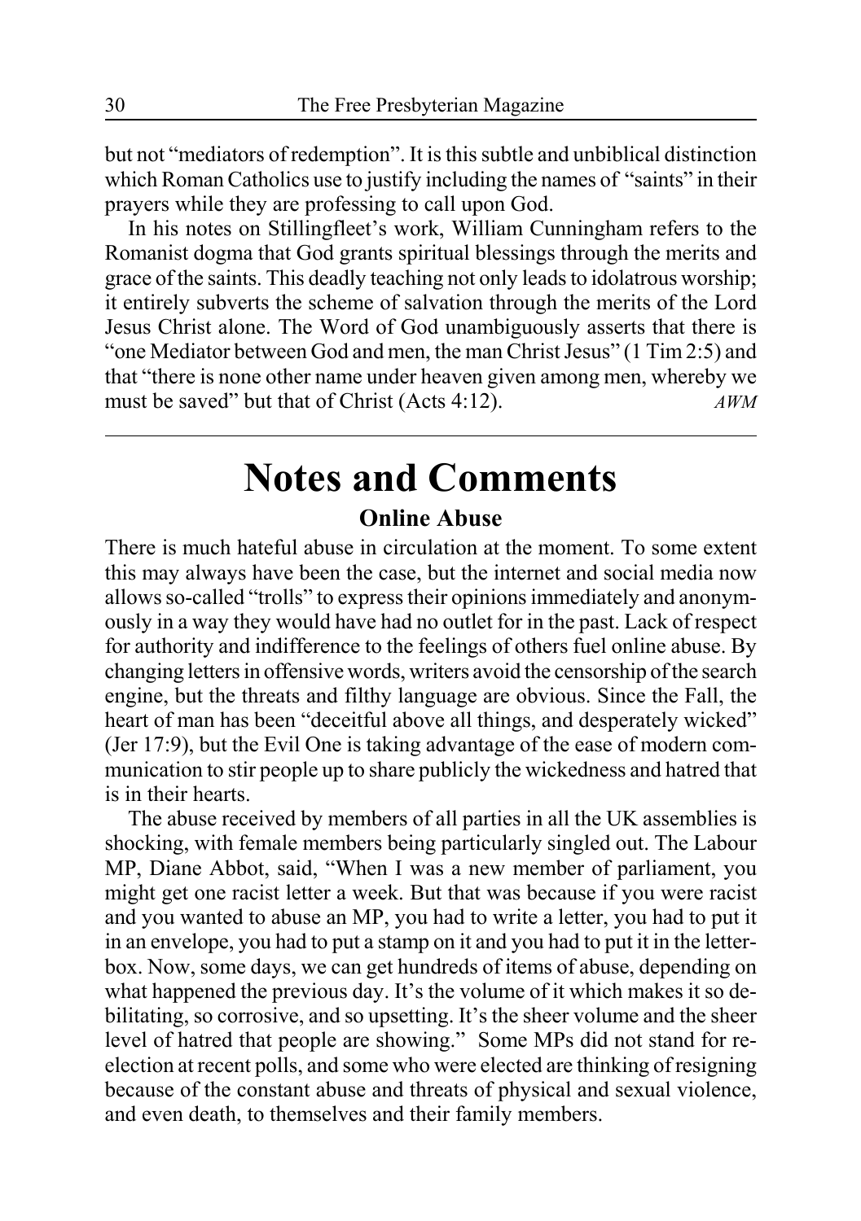but not "mediators of redemption". It is this subtle and unbiblical distinction which Roman Catholics use to justify including the names of "saints" in their prayers while they are professing to call upon God.

In his notes on Stillingfleet's work, William Cunningham refers to the Romanist dogma that God grants spiritual blessings through the merits and grace of the saints. This deadly teaching not only leads to idolatrous worship; it entirely subverts the scheme of salvation through the merits of the Lord Jesus Christ alone. The Word of God unambiguously asserts that there is "one Mediator between God and men, the man Christ Jesus" (1 Tim 2:5) and that "there is none other name under heaven given among men, whereby we must be saved" but that of Christ (Acts 4:12). *AWM*

---

# Notes and Comments

### Online Abuse

There is much hateful abuse in circulation at the moment. To some extent this may always have been the case, but the internet and social media now allows so-called "trolls" to express their opinions immediately and anonymously in a way they would have had no outlet for in the past. Lack of respect for authority and indifference to the feelings of others fuel online abuse. By changing letters in offensive words, writers avoid the censorship of the search engine, but the threats and filthy language are obvious. Since the Fall, the heart of man has been "deceitful above all things, and desperately wicked" (Jer 17:9), but the Evil One is taking advantage of the ease of modern communication to stir people up to share publicly the wickedness and hatred that is in their hearts.

The abuse received by members of all parties in all the UK assemblies is shocking, with female members being particularly singled out. The Labour MP, Diane Abbot, said, "When I was a new member of parliament, you might get one racist letter a week. But that was because if you were racist and you wanted to abuse an MP, you had to write a letter, you had to put it in an envelope, you had to put a stamp on it and you had to put it in the letterbox. Now, some days, we can get hundreds of items of abuse, depending on what happened the previous day. It's the volume of it which makes it so debilitating, so corrosive, and so upsetting. It's the sheer volume and the sheer level of hatred that people are showing." Some MPs did not stand for re-election at recent polls, and some who were elected are thinking of resigning because of the constant abuse and threats of physical and sexual violence, and even death, to themselves and their family members.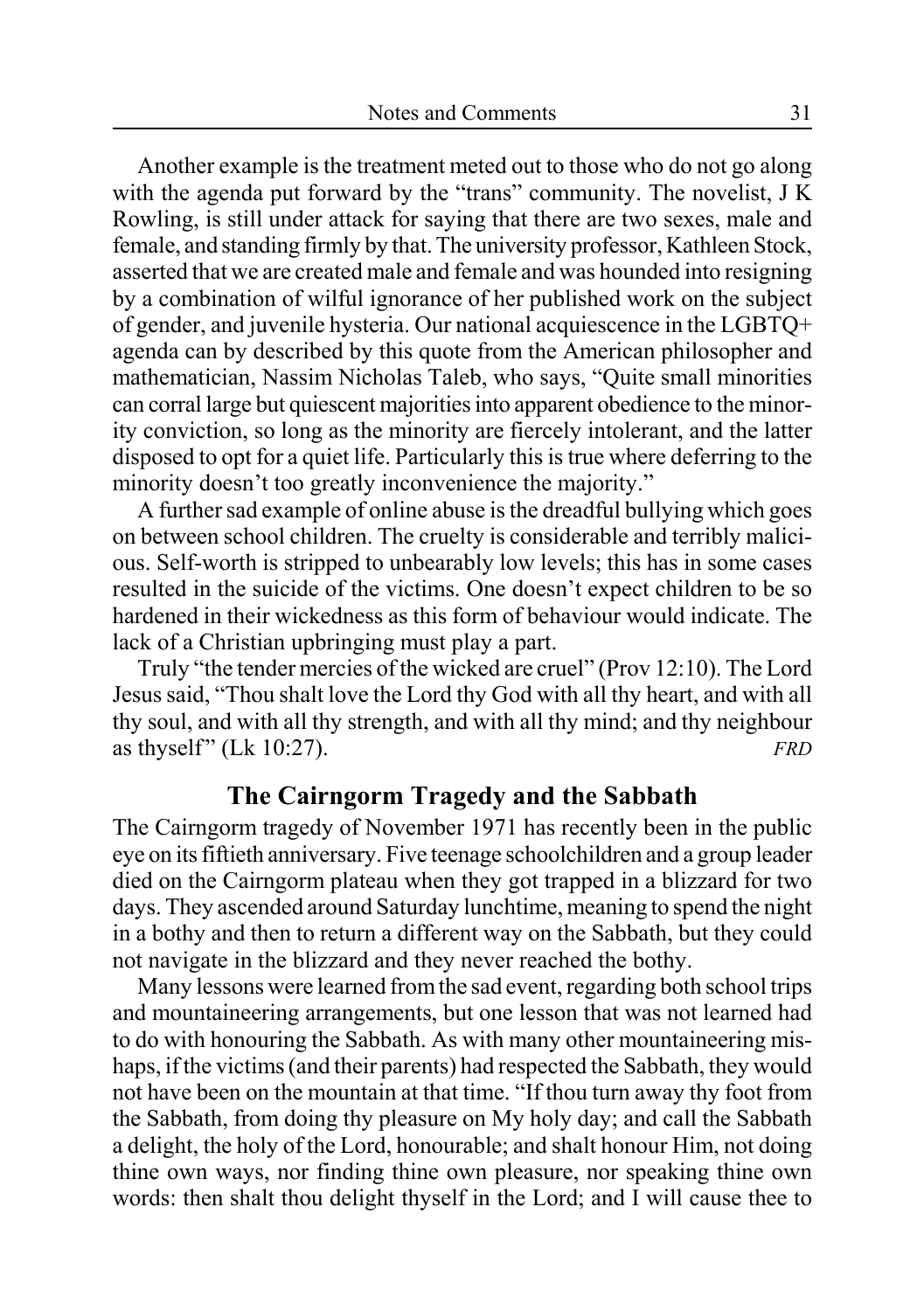Another example is the treatment meted out to those who do not go along with the agenda put forward by the "trans" community. The novelist, J K Rowling, is still under attack for saying that there are two sexes, male and female, and standing firmly by that. The university professor, Kathleen Stock, asserted that we are created male and female and was hounded into resigning by a combination of wilful ignorance of her published work on the subject of gender, and juvenile hysteria. Our national acquiescence in the LGBTQ+ agenda can by described by this quote from the American philosopher and mathematician, Nassim Nicholas Taleb, who says, "Quite small minorities can corral large but quiescent majorities into apparent obedience to the minority conviction, so long as the minority are fiercely intolerant, and the latter disposed to opt for a quiet life. Particularly this is true where deferring to the minority doesn't too greatly inconvenience the majority."

A further sad example of online abuse is the dreadful bullying which goes on between school children. The cruelty is considerable and terribly malicious. Self-worth is stripped to unbearably low levels; this has in some cases resulted in the suicide of the victims. One doesn't expect children to be so hardened in their wickedness as this form of behaviour would indicate. The lack of a Christian upbringing must play a part.

Truly "the tender mercies of the wicked are cruel" (Prov 12:10). The Lord Jesus said, "Thou shalt love the Lord thy God with all thy heart, and with all thy soul, and with all thy strength, and with all thy mind; and thy neighbour as thyself" (Lk 10:27). *FRD*

## The Cairngorm Tragedy and the Sabbath

The Cairngorm tragedy of November 1971 has recently been in the public eye on its fiftieth anniversary. Five teenage schoolchildren and a group leader died on the Cairngorm plateau when they got trapped in a blizzard for two days. They ascended around Saturday lunchtime, meaning to spend the night in a bothy and then to return a different way on the Sabbath, but they could not navigate in the blizzard and they never reached the bothy.

Many lessons were learned from the sad event, regarding both school trips and mountaineering arrangements, but one lesson that was not learned had to do with honouring the Sabbath. As with many other mountaineering mishaps, if the victims (and their parents) had respected the Sabbath, they would not have been on the mountain at that time. "If thou turn away thy foot from the Sabbath, from doing thy pleasure on My holy day; and call the Sabbath a delight, the holy of the Lord, honourable; and shalt honour Him, not doing thine own ways, nor finding thine own pleasure, nor speaking thine own words: then shalt thou delight thyself in the Lord; and I will cause thee to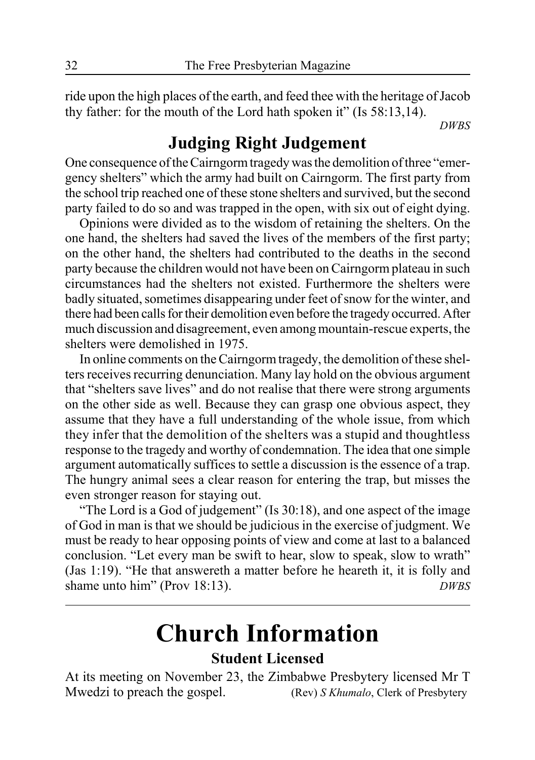ride upon the high places of the earth, and feed thee with the heritage of Jacob thy father: for the mouth of the Lord hath spoken it" (Is 58:13,14).

*DWBS*

## Judging Right Judgement

One consequence of the Cairngorm tragedy was the demolition of three "emergency shelters" which the army had built on Cairngorm. The first party from the school trip reached one of these stone shelters and survived, but the second party failed to do so and was trapped in the open, with six out of eight dying.

Opinions were divided as to the wisdom of retaining the shelters. On the one hand, the shelters had saved the lives of the members of the first party; on the other hand, the shelters had contributed to the deaths in the second party because the children would not have been on Cairngorm plateau in such circumstances had the shelters not existed. Furthermore the shelters were badly situated, sometimes disappearing under feet of snow for the winter, and there had been calls for their demolition even before the tragedy occurred. After much discussion and disagreement, even among mountain-rescue experts, the shelters were demolished in 1975.

In online comments on the Cairngorm tragedy, the demolition of these shelters receives recurring denunciation. Many lay hold on the obvious argument that "shelters save lives" and do not realise that there were strong arguments on the other side as well. Because they can grasp one obvious aspect, they assume that they have a full understanding of the whole issue, from which they infer that the demolition of the shelters was a stupid and thoughtless response to the tragedy and worthy of condemnation. The idea that one simple argument automatically suffices to settle a discussion is the essence of a trap. The hungry animal sees a clear reason for entering the trap, but misses the even stronger reason for staying out.

"The Lord is a God of judgement" (Is 30:18), and one aspect of the image of God in man is that we should be judicious in the exercise of judgment. We must be ready to hear opposing points of view and come at last to a balanced conclusion. "Let every man be swift to hear, slow to speak, slow to wrath" (Jas 1:19). "He that answereth a matter before he heareth it, it is folly and shame unto him" (Prov 18:13).

*DWBS*

# Church Information

### Student Licensed

At its meeting on November 23, the Zimbabwe Presbytery licensed Mr T Mwedzi to preach the gospel.

(Rev) *S Khumalo*, Clerk of Presbytery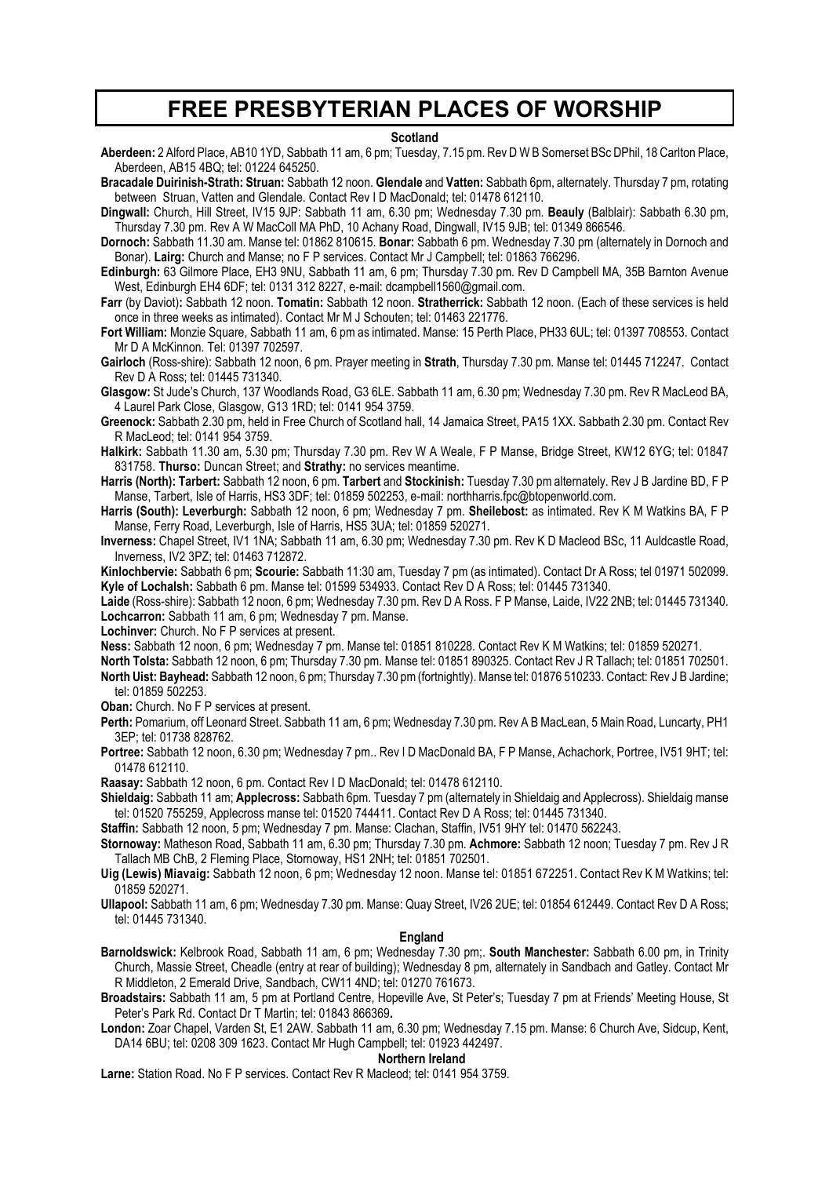# FREE PRESBYTERIAN PLACES OF WORSHIP

## Scotland

**Aberdeen:** 2 Alford Place, AB10 1YD, Sabbath 11 am, 6 pm; Tuesday, 7.15 pm. Rev D W B Somerset BSc DPhil, 18 Carlton Place, Aberdeen, AB15 4BQ; tel: 01224 645250.

**Bracadale Duirinish-Strath: Struan:** Sabbath 12 noon. **Glendale** and **Vatten:** Sabbath 6pm, alternately. Thursday 7 pm, rotating between Struan, Vatten and Glendale. Contact Rev I D MacDonald; tel: 01478 612110.

**Dingwall:** Church, Hill Street, IV15 9JP: Sabbath 11 am, 6.30 pm; Wednesday 7.30 pm. **Beauly** (Balblair): Sabbath 6.30 pm, Thursday 7.30 pm. Rev A W MacColl MA PhD, 10 Achany Road, Dingwall, IV15 9JB; tel: 01349 866546.

**Dornoch:** Sabbath 11.30 am. Manse tel: 01862 810615. **Bonar:** Sabbath 6 pm. Wednesday 7.30 pm (alternately in Dornoch and Bonar). **Lairg:** Church and Manse; no F P services. Contact Mr J Campbell; tel: 01863 766296.

**Edinburgh:** 63 Gilmore Place, EH3 9NU, Sabbath 11 am, 6 pm; Thursday 7.30 pm. Rev D Campbell MA, 35B Barnton Avenue West, Edinburgh EH4 6DF; tel: 0131 312 8227, e-mail: dcampbell1560@gmail.com.

**Farr** (by Daviot)**:** Sabbath 12 noon. **Tomatin:** Sabbath 12 noon. **Stratherrick:** Sabbath 12 noon. (Each of these services is held once in three weeks as intimated). Contact Mr M J Schouten; tel: 01463 221776.

**Fort William:** Monzie Square, Sabbath 11 am, 6 pm as intimated. Manse: 15 Perth Place, PH33 6UL; tel: 01397 708553. Contact Mr D A McKinnon. Tel: 01397 702597.

**Gairloch** (Ross-shire): Sabbath 12 noon, 6 pm. Prayer meeting in **Strath**, Thursday 7.30 pm. Manse tel: 01445 712247. Contact Rev D A Ross; tel: 01445 731340.

**Glasgow:** St Jude's Church, 137 Woodlands Road, G3 6LE. Sabbath 11 am, 6.30 pm; Wednesday 7.30 pm. Rev R MacLeod BA, 4 Laurel Park Close, Glasgow, G13 1RD; tel: 0141 954 3759.

**Greenock:** Sabbath 2.30 pm, held in Free Church of Scotland hall, 14 Jamaica Street, PA15 1XX. Sabbath 2.30 pm. Contact Rev R MacLeod; tel: 0141 954 3759.

**Halkirk:** Sabbath 11.30 am, 5.30 pm; Thursday 7.30 pm. Rev W A Weale, F P Manse, Bridge Street, KW12 6YG; tel: 01847 831758. **Thurso:** Duncan Street; and **Strathy:** no services meantime.

**Harris (North): Tarbert:** Sabbath 12 noon, 6 pm. **Tarbert** and **Stockinish:** Tuesday 7.30 pm alternately. Rev J B Jardine BD, F P Manse, Tarbert, Isle of Harris, HS3 3DF; tel: 01859 502253, e-mail: northharris.fpc@btopenworld.com.

**Harris (South): Leverburgh:** Sabbath 12 noon, 6 pm; Wednesday 7 pm. **Sheilebost:** as intimated. Rev K M Watkins BA, F P Manse, Ferry Road, Leverburgh, Isle of Harris, HS5 3UA; tel: 01859 520271.

**Inverness:** Chapel Street, IV1 1NA; Sabbath 11 am, 6.30 pm; Wednesday 7.30 pm. Rev K D Macleod BSc, 11 Auldcastle Road, Inverness, IV2 3PZ; tel: 01463 712872.

**Kinlochbervie:** Sabbath 6 pm; **Scourie:** Sabbath 11:30 am, Tuesday 7 pm (as intimated). Contact Dr A Ross; tel 01971 502099.

**Kyle of Lochalsh:** Sabbath 6 pm. Manse tel: 01599 534933. Contact Rev D A Ross; tel: 01445 731340.

**Laide** (Ross-shire): Sabbath 12 noon, 6 pm; Wednesday 7.30 pm. Rev D A Ross. F P Manse, Laide, IV22 2NB; tel: 01445 731340.

**Lochcarron:** Sabbath 11 am, 6 pm; Wednesday 7 pm. Manse.

**Lochinver:** Church. No F P services at present.

**Ness:** Sabbath 12 noon, 6 pm; Wednesday 7 pm. Manse tel: 01851 810228. Contact Rev K M Watkins; tel: 01859 520271.

**North Tolsta:** Sabbath 12 noon, 6 pm; Thursday 7.30 pm. Manse tel: 01851 890325. Contact Rev J R Tallach; tel: 01851 702501.

**North Uist: Bayhead:** Sabbath 12 noon, 6 pm; Thursday 7.30 pm (fortnightly). Manse tel: 01876 510233. Contact: Rev J B Jardine; tel: 01859 502253.

**Oban:** Church. No F P services at present.

**Perth:** Pomarium, off Leonard Street. Sabbath 11 am, 6 pm; Wednesday 7.30 pm. Rev A B MacLean, 5 Main Road, Luncarty, PH1 3EP; tel: 01738 828762.

**Portree:** Sabbath 12 noon, 6.30 pm; Wednesday 7 pm.. Rev I D MacDonald BA, F P Manse, Achachork, Portree, IV51 9HT; tel: 01478 612110.

**Raasay:** Sabbath 12 noon, 6 pm. Contact Rev I D MacDonald; tel: 01478 612110.

**Shieldaig:** Sabbath 11 am; **Applecross:** Sabbath 6pm. Tuesday 7 pm (alternately in Shieldaig and Applecross). Shieldaig manse tel: 01520 755259, Applecross manse tel: 01520 744411. Contact Rev D A Ross; tel: 01445 731340.

**Staffin:** Sabbath 12 noon, 5 pm; Wednesday 7 pm. Manse: Clachan, Staffin, IV51 9HY tel: 01470 562243.

**Stornoway:** Matheson Road, Sabbath 11 am, 6.30 pm; Thursday 7.30 pm. **Achmore:** Sabbath 12 noon; Tuesday 7 pm. Rev J R Tallach MB ChB, 2 Fleming Place, Stornoway, HS1 2NH; tel: 01851 702501.

**Uig (Lewis) Miavaig:** Sabbath 12 noon, 6 pm; Wednesday 12 noon. Manse tel: 01851 672251. Contact Rev K M Watkins; tel: 01859 520271.

**Ullapool:** Sabbath 11 am, 6 pm; Wednesday 7.30 pm. Manse: Quay Street, IV26 2UE; tel: 01854 612449. Contact Rev D A Ross; tel: 01445 731340.

## England

**Barnoldswick:** Kelbrook Road, Sabbath 11 am, 6 pm; Wednesday 7.30 pm;. **South Manchester:** Sabbath 6.00 pm, in Trinity Church, Massie Street, Cheadle (entry at rear of building); Wednesday 8 pm, alternately in Sandbach and Gatley. Contact Mr R Middleton, 2 Emerald Drive, Sandbach, CW11 4ND; tel: 01270 761673.

**Broadstairs:** Sabbath 11 am, 5 pm at Portland Centre, Hopeville Ave, St Peter's; Tuesday 7 pm at Friends' Meeting House, St Peter's Park Rd. Contact Dr T Martin; tel: 01843 866369**.**

**London:** Zoar Chapel, Varden St, E1 2AW. Sabbath 11 am, 6.30 pm; Wednesday 7.15 pm. Manse: 6 Church Ave, Sidcup, Kent, DA14 6BU; tel: 0208 309 1623. Contact Mr Hugh Campbell; tel: 01923 442497.

## Northern Ireland

**Larne:** Station Road. No F P services. Contact Rev R Macleod; tel: 0141 954 3759.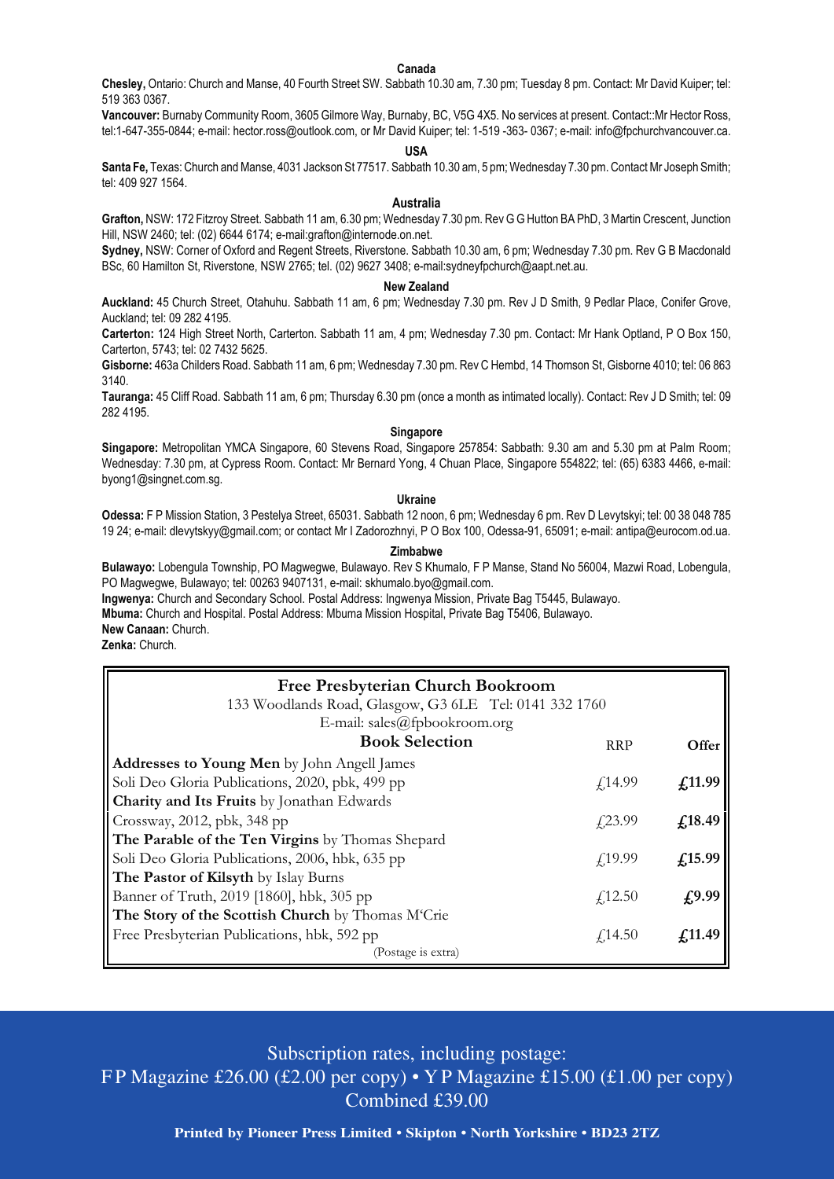### Canada

**Chesley,** Ontario: Church and Manse, 40 Fourth Street SW. Sabbath 10.30 am, 7.30 pm; Tuesday 8 pm. Contact: Mr David Kuiper; tel: 519 363 0367.

**Vancouver:** Burnaby Community Room, 3605 Gilmore Way, Burnaby, BC, V5G 4X5. No services at present. Contact::Mr Hector Ross, tel:1-647-355-0844; e-mail: hector.ross@outlook.com, or Mr David Kuiper; tel: 1-519 -363- 0367; e-mail: info@fpchurchvancouver.ca.

### USA

**Santa Fe,** Texas: Church and Manse, 4031 Jackson St 77517. Sabbath 10.30 am, 5 pm; Wednesday 7.30 pm. Contact Mr Joseph Smith; tel: 409 927 1564.

### Australia

**Grafton,** NSW: 172 Fitzroy Street. Sabbath 11 am, 6.30 pm; Wednesday 7.30 pm. Rev G G Hutton BA PhD, 3 Martin Crescent, Junction Hill, NSW 2460; tel: (02) 6644 6174; e-mail:grafton@internode.on.net.

**Sydney,** NSW: Corner of Oxford and Regent Streets, Riverstone. Sabbath 10.30 am, 6 pm; Wednesday 7.30 pm. Rev G B Macdonald BSc, 60 Hamilton St, Riverstone, NSW 2765; tel. (02) 9627 3408; e-mail:sydneyfpchurch@aapt.net.au.

### New Zealand

**Auckland:** 45 Church Street, Otahuhu. Sabbath 11 am, 6 pm; Wednesday 7.30 pm. Rev J D Smith, 9 Pedlar Place, Conifer Grove, Auckland; tel: 09 282 4195.

**Carterton:** 124 High Street North, Carterton. Sabbath 11 am, 4 pm; Wednesday 7.30 pm. Contact: Mr Hank Optland, P O Box 150, Carterton, 5743; tel: 02 7432 5625.

**Gisborne:** 463a Childers Road. Sabbath 11 am, 6 pm; Wednesday 7.30 pm. Rev C Hembd, 14 Thomson St, Gisborne 4010; tel: 06 863 3140.

**Tauranga:** 45 Cliff Road. Sabbath 11 am, 6 pm; Thursday 6.30 pm (once a month as intimated locally). Contact: Rev J D Smith; tel: 09 282 4195.

### Singapore

**Singapore:** Metropolitan YMCA Singapore, 60 Stevens Road, Singapore 257854: Sabbath: 9.30 am and 5.30 pm at Palm Room; Wednesday: 7.30 pm, at Cypress Room. Contact: Mr Bernard Yong, 4 Chuan Place, Singapore 554822; tel: (65) 6383 4466, e-mail: byong1@singnet.com.sg.

### Ukraine

**Odessa:** F P Mission Station, 3 Pestelya Street, 65031. Sabbath 12 noon, 6 pm; Wednesday 6 pm. Rev D Levytskyi; tel: 00 38 048 785 19 24; e-mail: dlevytskyy@gmail.com; or contact Mr I Zadorozhnyi, P O Box 100, Odessa-91, 65091; e-mail: antipa@eurocom.od.ua.

### Zimbabwe

**Bulawayo:** Lobengula Township, PO Magwegwe, Bulawayo. Rev S Khumalo, F P Manse, Stand No 56004, Mazwi Road, Lobengula, PO Magwegwe, Bulawayo; tel: 00263 9407131, e-mail: skhumalo.byo@gmail.com.

**Ingwenya:** Church and Secondary School. Postal Address: Ingwenya Mission, Private Bag T5445, Bulawayo.

**Mbuma:** Church and Hospital. Postal Address: Mbuma Mission Hospital, Private Bag T5406, Bulawayo.

**New Canaan:** Church.

**Zenka:** Church.

**Free Presbyterian Church Bookroom**

133 Woodlands Road, Glasgow, G3 6LE Tel: 0141 332 1760

E-mail: sales@fpbookroom.org

| Book Selection | RRP | Offer |
|---|---|---|
| **Addresses to Young Men** by John Angell James<br>Soli Deo Gloria Publications, 2020, pbk, 499 pp | £14.99 | **£11.99** |
| **Charity and Its Fruits** by Jonathan Edwards<br>Crossway, 2012, pbk, 348 pp | £23.99 | **£18.49** |
| **The Parable of the Ten Virgins** by Thomas Shepard<br>Soli Deo Gloria Publications, 2006, hbk, 635 pp | £19.99 | **£15.99** |
| **The Pastor of Kilsyth** by Islay Burns<br>Banner of Truth, 2019 [1860], hbk, 305 pp | £12.50 | **£9.99** |
| **The Story of the Scottish Church** by Thomas M'Crie<br>Free Presbyterian Publications, hbk, 592 pp | £14.50 | **£11.49** |

(Postage is extra)

Subscription rates, including postage:

F P Magazine £26.00 (£2.00 per copy) • Y P Magazine £15.00 (£1.00 per copy)

Combined £39.00

**Printed by Pioneer Press Limited • Skipton • North Yorkshire • BD23 2TZ**